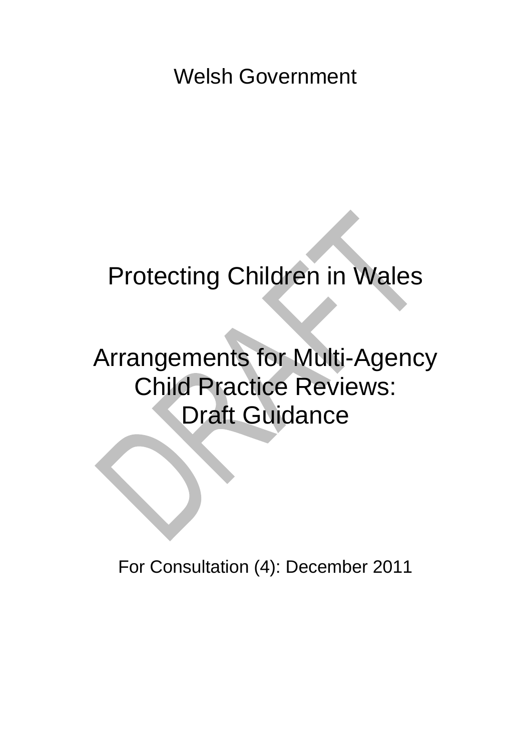Welsh Government

# Protecting Children in Wales

# Arrangements for Multi-Agency Child Practice Reviews: Draft Guidance

DRAFT

For Consultation (4): December 2011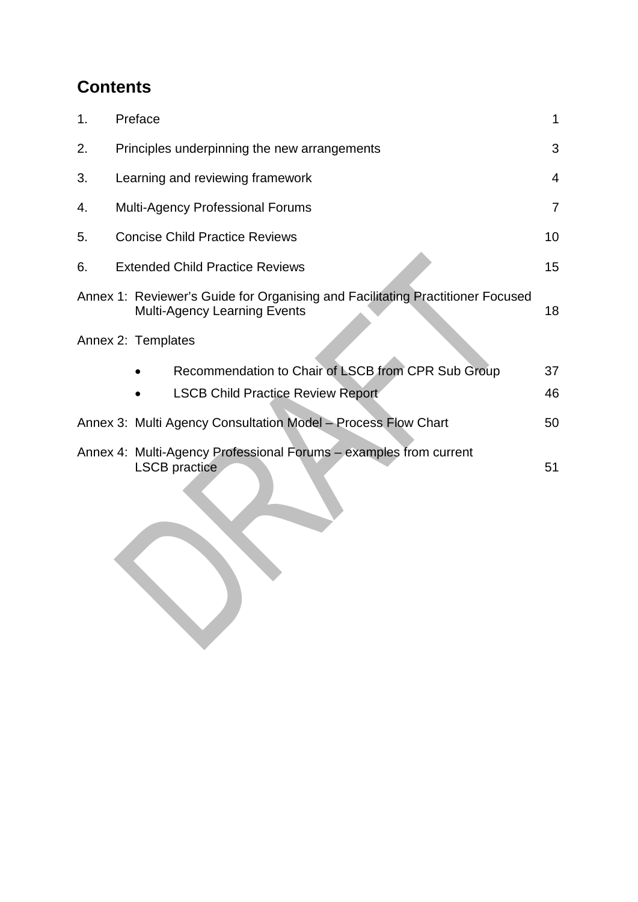## Contents

| | | |
|---|---|---|
| 1. | Preface | 1 |
| 2. | Principles underpinning the new arrangements | 3 |
| 3. | Learning and reviewing framework | 4 |
| 4. | Multi-Agency Professional Forums | 7 |
| 5. | Concise Child Practice Reviews | 10 |
| 6. | Extended Child Practice Reviews | 15 |
| Annex 1: | Reviewer's Guide for Organising and Facilitating Practitioner Focused Multi-Agency Learning Events | 18 |
| Annex 2: | Templates | |
| | • Recommendation to Chair of LSCB from CPR Sub Group | 37 |
| | • LSCB Child Practice Review Report | 46 |
| Annex 3: | Multi Agency Consultation Model – Process Flow Chart | 50 |
| Annex 4: | Multi-Agency Professional Forums – examples from current LSCB practice | 51 |

DRAFT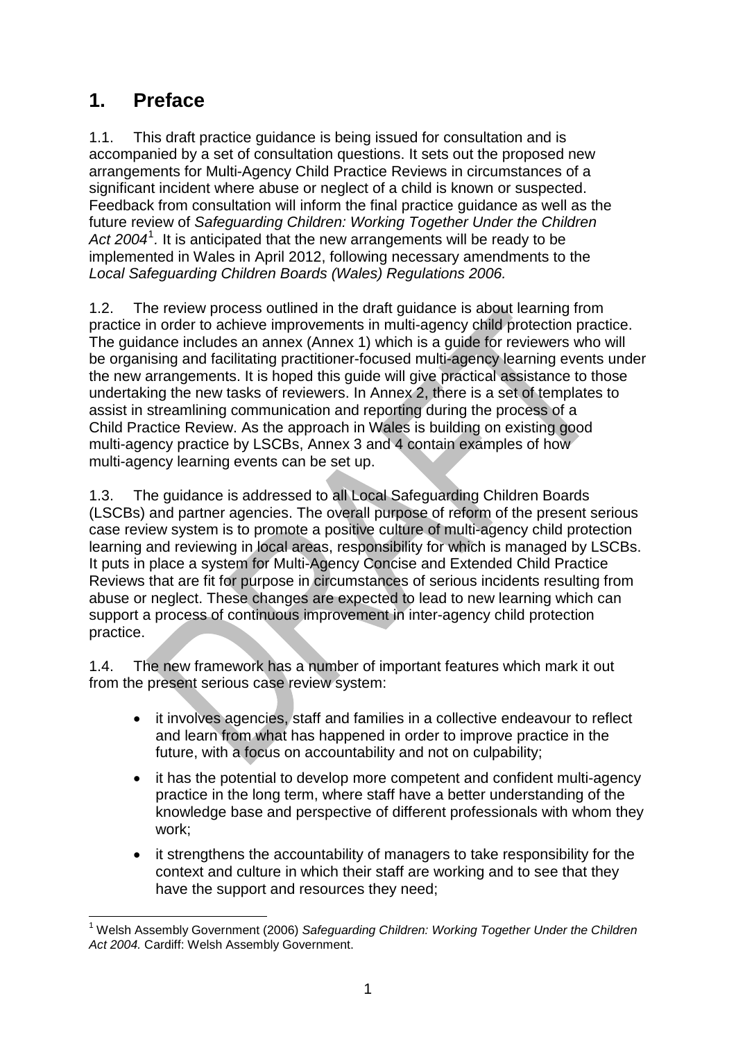# 1. Preface

1.1. This draft practice guidance is being issued for consultation and is accompanied by a set of consultation questions. It sets out the proposed new arrangements for Multi-Agency Child Practice Reviews in circumstances of a significant incident where abuse or neglect of a child is known or suspected. Feedback from consultation will inform the final practice guidance as well as the future review of *Safeguarding Children: Working Together Under the Children Act 2004*[1]. It is anticipated that the new arrangements will be ready to be implemented in Wales in April 2012, following necessary amendments to the *Local Safeguarding Children Boards (Wales) Regulations 2006.*

1.2. The review process outlined in the draft guidance is about learning from practice in order to achieve improvements in multi-agency child protection practice. The guidance includes an annex (Annex 1) which is a guide for reviewers who will be organising and facilitating practitioner-focused multi-agency learning events under the new arrangements. It is hoped this guide will give practical assistance to those undertaking the new tasks of reviewers. In Annex 2, there is a set of templates to assist in streamlining communication and reporting during the process of a Child Practice Review. As the approach in Wales is building on existing good multi-agency practice by LSCBs, Annex 3 and 4 contain examples of how multi-agency learning events can be set up.

1.3. The guidance is addressed to all Local Safeguarding Children Boards (LSCBs) and partner agencies. The overall purpose of reform of the present serious case review system is to promote a positive culture of multi-agency child protection learning and reviewing in local areas, responsibility for which is managed by LSCBs. It puts in place a system for Multi-Agency Concise and Extended Child Practice Reviews that are fit for purpose in circumstances of serious incidents resulting from abuse or neglect. These changes are expected to lead to new learning which can support a process of continuous improvement in inter-agency child protection practice.

1.4. The new framework has a number of important features which mark it out from the present serious case review system:

- it involves agencies, staff and families in a collective endeavour to reflect and learn from what has happened in order to improve practice in the future, with a focus on accountability and not on culpability;
- it has the potential to develop more competent and confident multi-agency practice in the long term, where staff have a better understanding of the knowledge base and perspective of different professionals with whom they work;
- it strengthens the accountability of managers to take responsibility for the context and culture in which their staff are working and to see that they have the support and resources they need;

[1] Welsh Assembly Government (2006) *Safeguarding Children: Working Together Under the Children Act 2004.* Cardiff: Welsh Assembly Government.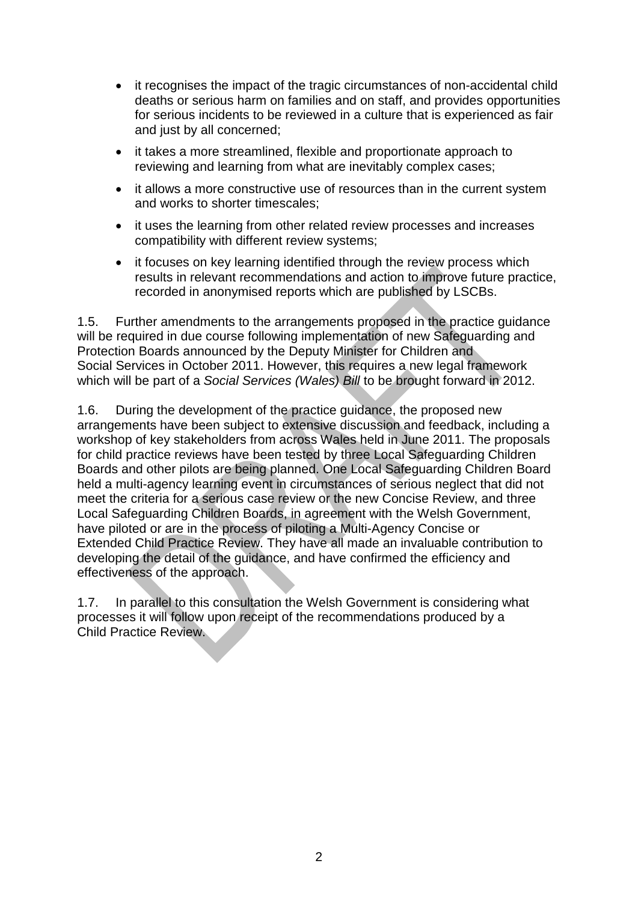- it recognises the impact of the tragic circumstances of non-accidental child deaths or serious harm on families and on staff, and provides opportunities for serious incidents to be reviewed in a culture that is experienced as fair and just by all concerned;
- it takes a more streamlined, flexible and proportionate approach to reviewing and learning from what are inevitably complex cases;
- it allows a more constructive use of resources than in the current system and works to shorter timescales;
- it uses the learning from other related review processes and increases compatibility with different review systems;
- it focuses on key learning identified through the review process which results in relevant recommendations and action to improve future practice, recorded in anonymised reports which are published by LSCBs.

1.5. Further amendments to the arrangements proposed in the practice guidance will be required in due course following implementation of new Safeguarding and Protection Boards announced by the Deputy Minister for Children and Social Services in October 2011. However, this requires a new legal framework which will be part of a *Social Services (Wales) Bill* to be brought forward in 2012.

1.6. During the development of the practice guidance, the proposed new arrangements have been subject to extensive discussion and feedback, including a workshop of key stakeholders from across Wales held in June 2011. The proposals for child practice reviews have been tested by three Local Safeguarding Children Boards and other pilots are being planned. One Local Safeguarding Children Board held a multi-agency learning event in circumstances of serious neglect that did not meet the criteria for a serious case review or the new Concise Review, and three Local Safeguarding Children Boards, in agreement with the Welsh Government, have piloted or are in the process of piloting a Multi-Agency Concise or Extended Child Practice Review. They have all made an invaluable contribution to developing the detail of the guidance, and have confirmed the efficiency and effectiveness of the approach.

1.7. In parallel to this consultation the Welsh Government is considering what processes it will follow upon receipt of the recommendations produced by a Child Practice Review.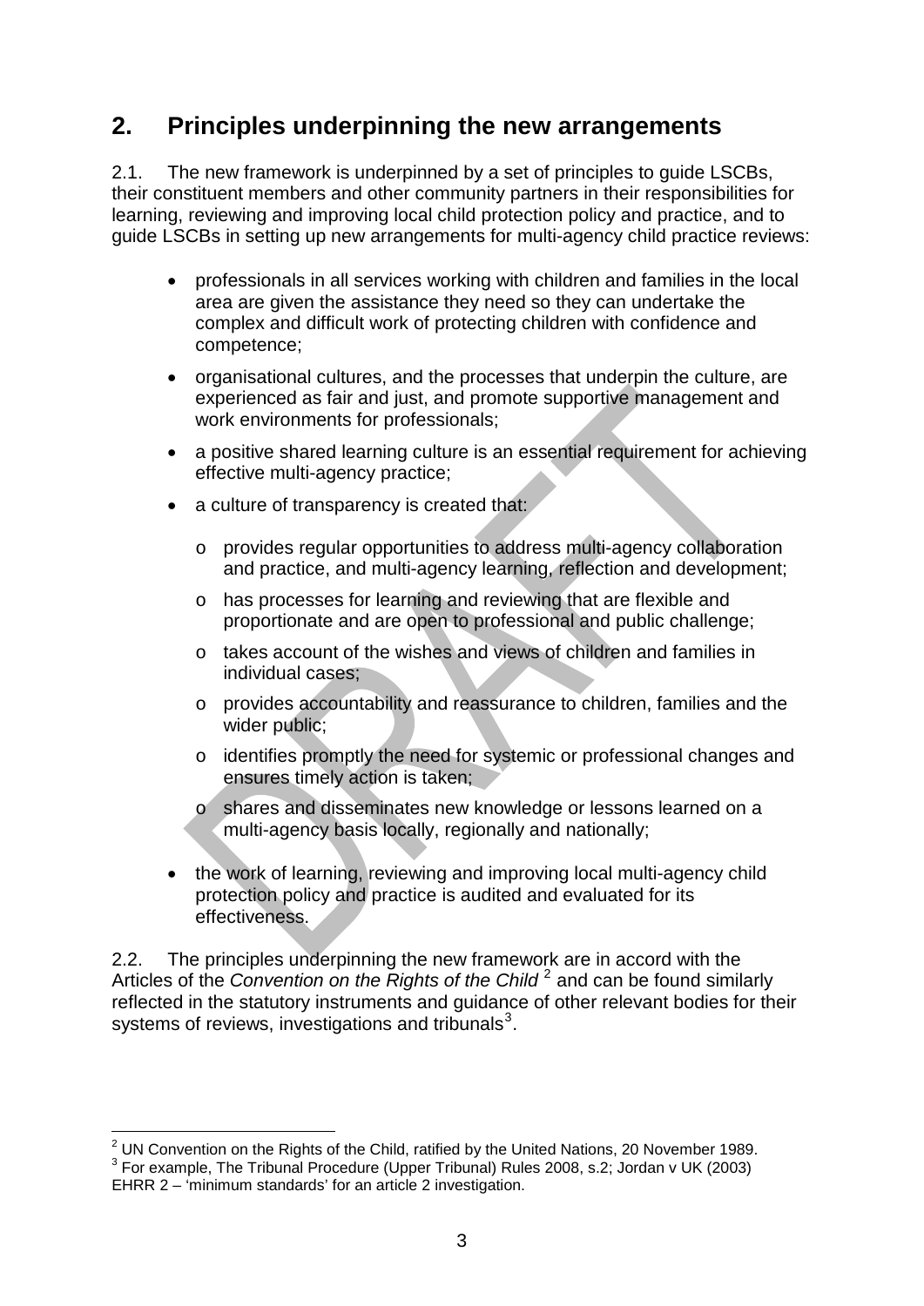## 2. Principles underpinning the new arrangements

2.1. The new framework is underpinned by a set of principles to guide LSCBs, their constituent members and other community partners in their responsibilities for learning, reviewing and improving local child protection policy and practice, and to guide LSCBs in setting up new arrangements for multi-agency child practice reviews:

- professionals in all services working with children and families in the local area are given the assistance they need so they can undertake the complex and difficult work of protecting children with confidence and competence;
- organisational cultures, and the processes that underpin the culture, are experienced as fair and just, and promote supportive management and work environments for professionals;
- a positive shared learning culture is an essential requirement for achieving effective multi-agency practice;
- a culture of transparency is created that:
  - provides regular opportunities to address multi-agency collaboration and practice, and multi-agency learning, reflection and development;
  - has processes for learning and reviewing that are flexible and proportionate and are open to professional and public challenge;
  - takes account of the wishes and views of children and families in individual cases;
  - provides accountability and reassurance to children, families and the wider public;
  - identifies promptly the need for systemic or professional changes and ensures timely action is taken;
  - shares and disseminates new knowledge or lessons learned on a multi-agency basis locally, regionally and nationally;
- the work of learning, reviewing and improving local multi-agency child protection policy and practice is audited and evaluated for its effectiveness.

2.2. The principles underpinning the new framework are in accord with the Articles of the *Convention on the Rights of the Child* [2] and can be found similarly reflected in the statutory instruments and guidance of other relevant bodies for their systems of reviews, investigations and tribunals[3].

---

[2] UN Convention on the Rights of the Child, ratified by the United Nations, 20 November 1989.

[3] For example, The Tribunal Procedure (Upper Tribunal) Rules 2008, s.2; Jordan v UK (2003) EHRR 2 – 'minimum standards' for an article 2 investigation.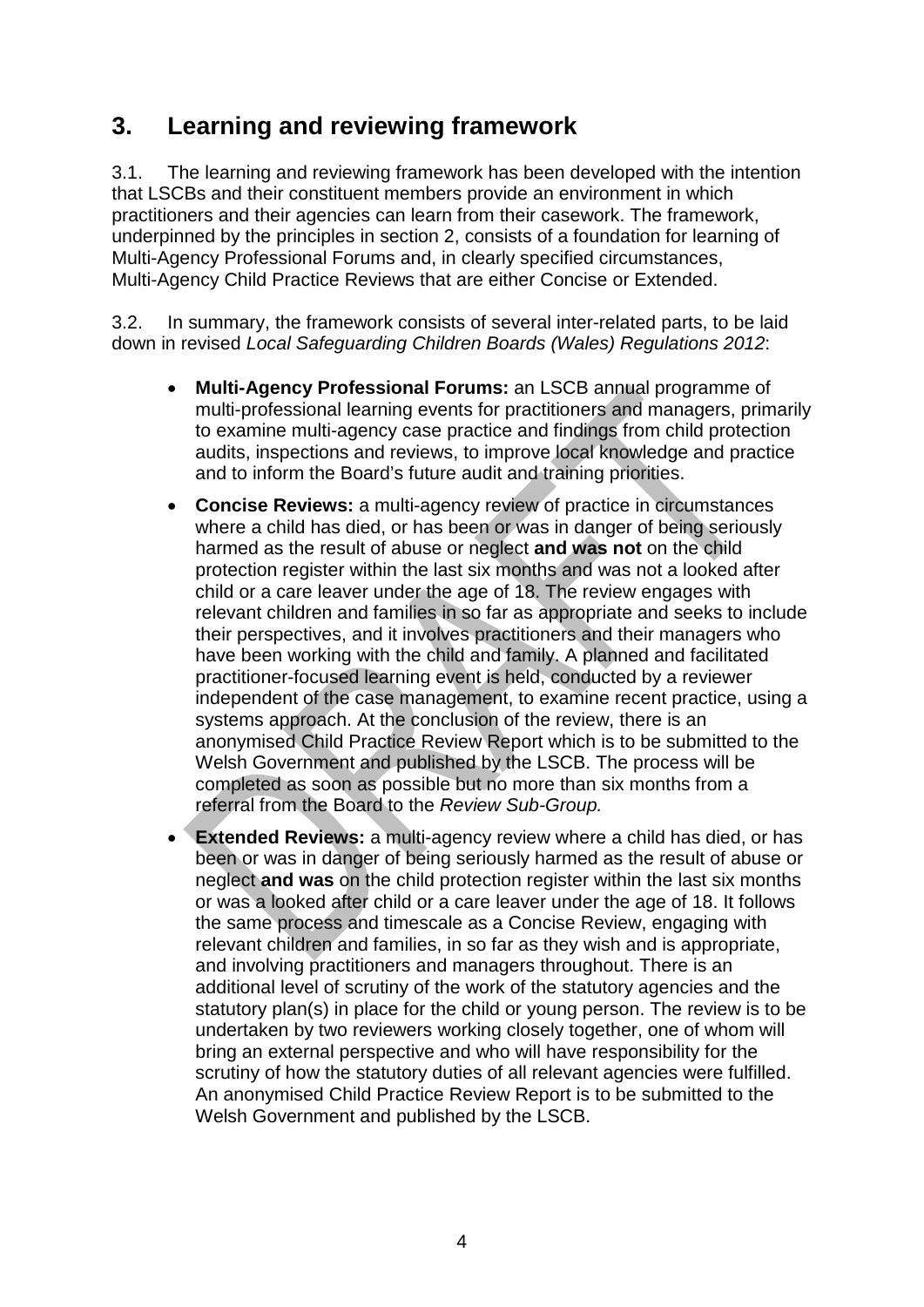## 3. Learning and reviewing framework

3.1. The learning and reviewing framework has been developed with the intention that LSCBs and their constituent members provide an environment in which practitioners and their agencies can learn from their casework. The framework, underpinned by the principles in section 2, consists of a foundation for learning of Multi-Agency Professional Forums and, in clearly specified circumstances, Multi-Agency Child Practice Reviews that are either Concise or Extended.

3.2. In summary, the framework consists of several inter-related parts, to be laid down in revised *Local Safeguarding Children Boards (Wales) Regulations 2012*:

- **Multi-Agency Professional Forums:** an LSCB annual programme of multi-professional learning events for practitioners and managers, primarily to examine multi-agency case practice and findings from child protection audits, inspections and reviews, to improve local knowledge and practice and to inform the Board's future audit and training priorities.
- **Concise Reviews:** a multi-agency review of practice in circumstances where a child has died, or has been or was in danger of being seriously harmed as the result of abuse or neglect **and was not** on the child protection register within the last six months and was not a looked after child or a care leaver under the age of 18. The review engages with relevant children and families in so far as appropriate and seeks to include their perspectives, and it involves practitioners and their managers who have been working with the child and family. A planned and facilitated practitioner-focused learning event is held, conducted by a reviewer independent of the case management, to examine recent practice, using a systems approach. At the conclusion of the review, there is an anonymised Child Practice Review Report which is to be submitted to the Welsh Government and published by the LSCB. The process will be completed as soon as possible but no more than six months from a referral from the Board to the *Review Sub-Group.*
- **Extended Reviews:** a multi-agency review where a child has died, or has been or was in danger of being seriously harmed as the result of abuse or neglect **and was** on the child protection register within the last six months or was a looked after child or a care leaver under the age of 18. It follows the same process and timescale as a Concise Review, engaging with relevant children and families, in so far as they wish and is appropriate, and involving practitioners and managers throughout. There is an additional level of scrutiny of the work of the statutory agencies and the statutory plan(s) in place for the child or young person. The review is to be undertaken by two reviewers working closely together, one of whom will bring an external perspective and who will have responsibility for the scrutiny of how the statutory duties of all relevant agencies were fulfilled. An anonymised Child Practice Review Report is to be submitted to the Welsh Government and published by the LSCB.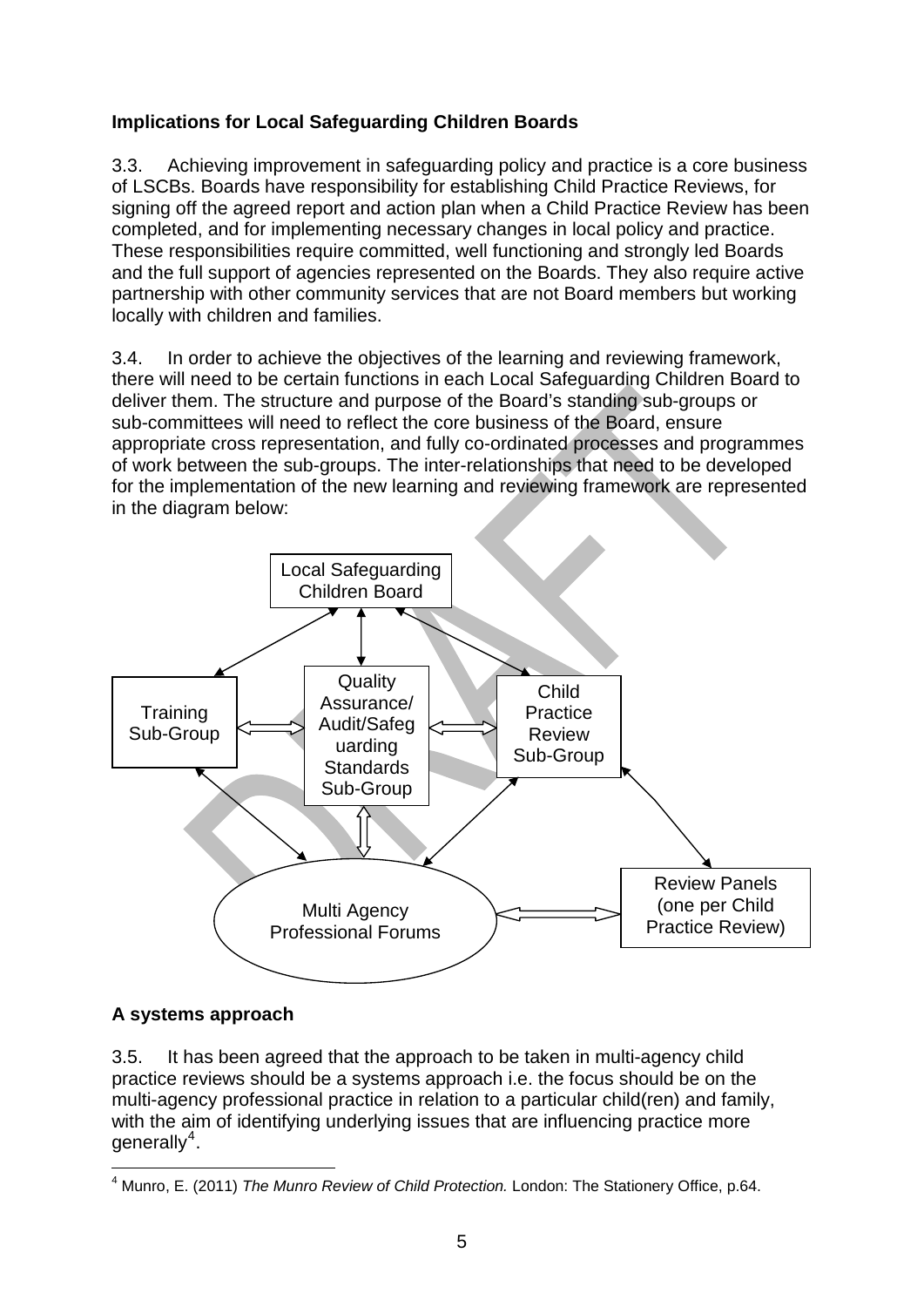**Implications for Local Safeguarding Children Boards**

3.3. Achieving improvement in safeguarding policy and practice is a core business of LSCBs. Boards have responsibility for establishing Child Practice Reviews, for signing off the agreed report and action plan when a Child Practice Review has been completed, and for implementing necessary changes in local policy and practice. These responsibilities require committed, well functioning and strongly led Boards and the full support of agencies represented on the Boards. They also require active partnership with other community services that are not Board members but working locally with children and families.

3.4. In order to achieve the objectives of the learning and reviewing framework, there will need to be certain functions in each Local Safeguarding Children Board to deliver them. The structure and purpose of the Board's standing sub-groups or sub-committees will need to reflect the core business of the Board, ensure appropriate cross representation, and fully co-ordinated processes and programmes of work between the sub-groups. The inter-relationships that need to be developed for the implementation of the new learning and reviewing framework are represented in the diagram below:

Local Safeguarding Children Board

Training Sub-Group

Quality Assurance/ Audit/Safeguarding Standards Sub-Group

Child Practice Review Sub-Group

Multi Agency Professional Forums

Review Panels (one per Child Practice Review)

**A systems approach**

3.5. It has been agreed that the approach to be taken in multi-agency child practice reviews should be a systems approach i.e. the focus should be on the multi-agency professional practice in relation to a particular child(ren) and family, with the aim of identifying underlying issues that are influencing practice more generally[4].

[4] Munro, E. (2011) *The Munro Review of Child Protection.* London: The Stationery Office, p.64.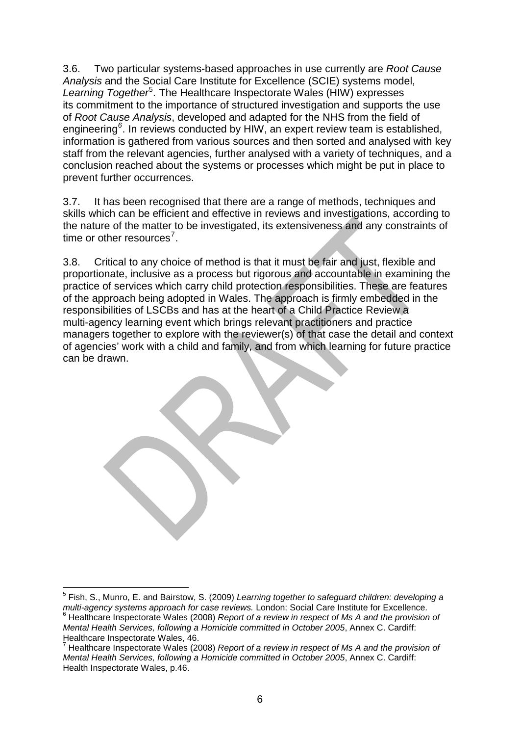3.6. Two particular systems-based approaches in use currently are *Root Cause Analysis* and the Social Care Institute for Excellence (SCIE) systems model, *Learning Together*[5]. The Healthcare Inspectorate Wales (HIW) expresses its commitment to the importance of structured investigation and supports the use of *Root Cause Analysis*, developed and adapted for the NHS from the field of engineering[6]. In reviews conducted by HIW, an expert review team is established, information is gathered from various sources and then sorted and analysed with key staff from the relevant agencies, further analysed with a variety of techniques, and a conclusion reached about the systems or processes which might be put in place to prevent further occurrences.

3.7. It has been recognised that there are a range of methods, techniques and skills which can be efficient and effective in reviews and investigations, according to the nature of the matter to be investigated, its extensiveness and any constraints of time or other resources[7].

3.8. Critical to any choice of method is that it must be fair and just, flexible and proportionate, inclusive as a process but rigorous and accountable in examining the practice of services which carry child protection responsibilities. These are features of the approach being adopted in Wales. The approach is firmly embedded in the responsibilities of LSCBs and has at the heart of a Child Practice Review a multi-agency learning event which brings relevant practitioners and practice managers together to explore with the reviewer(s) of that case the detail and context of agencies' work with a child and family, and from which learning for future practice can be drawn.

---

[5] Fish, S., Munro, E. and Bairstow, S. (2009) *Learning together to safeguard children: developing a multi-agency systems approach for case reviews.* London: Social Care Institute for Excellence.

[6] Healthcare Inspectorate Wales (2008) *Report of a review in respect of Ms A and the provision of Mental Health Services, following a Homicide committed in October 2005*, Annex C. Cardiff: Healthcare Inspectorate Wales, 46.

[7] Healthcare Inspectorate Wales (2008) *Report of a review in respect of Ms A and the provision of Mental Health Services, following a Homicide committed in October 2005*, Annex C. Cardiff: Health Inspectorate Wales, p.46.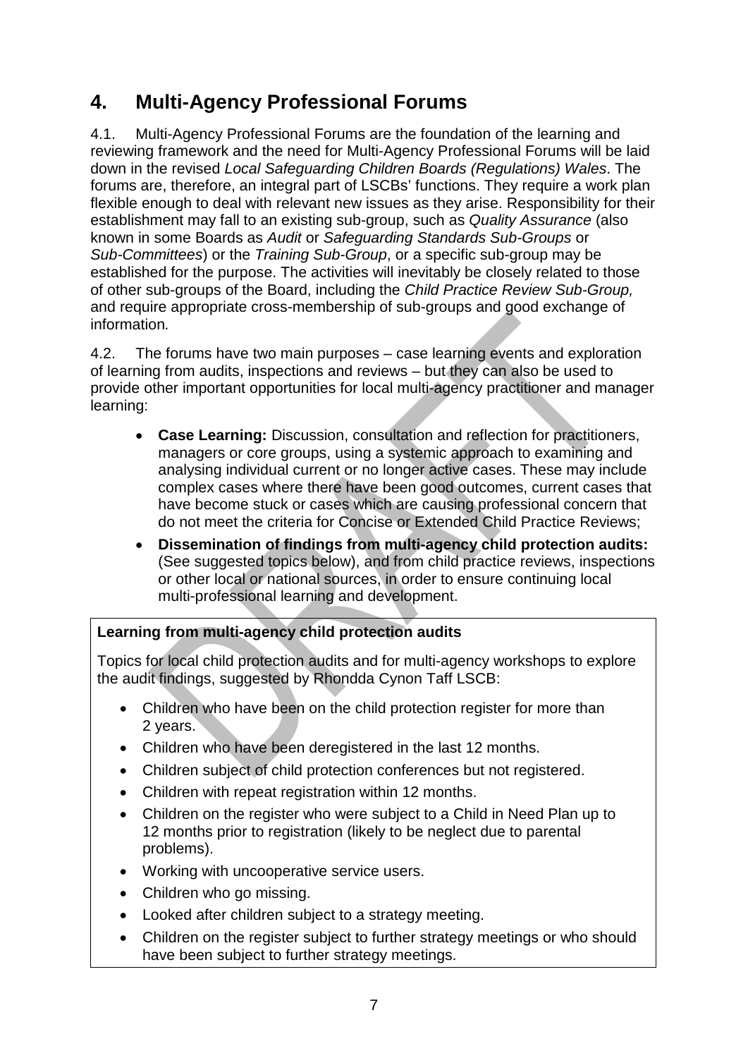## 4. Multi-Agency Professional Forums

4.1. Multi-Agency Professional Forums are the foundation of the learning and reviewing framework and the need for Multi-Agency Professional Forums will be laid down in the revised *Local Safeguarding Children Boards (Regulations) Wales*. The forums are, therefore, an integral part of LSCBs' functions. They require a work plan flexible enough to deal with relevant new issues as they arise. Responsibility for their establishment may fall to an existing sub-group, such as *Quality Assurance* (also known in some Boards as *Audit* or *Safeguarding Standards Sub-Groups* or *Sub-Committees*) or the *Training Sub-Group*, or a specific sub-group may be established for the purpose. The activities will inevitably be closely related to those of other sub-groups of the Board, including the *Child Practice Review Sub-Group,* and require appropriate cross-membership of sub-groups and good exchange of information*.*

4.2. The forums have two main purposes – case learning events and exploration of learning from audits, inspections and reviews – but they can also be used to provide other important opportunities for local multi-agency practitioner and manager learning:

- **Case Learning:** Discussion, consultation and reflection for practitioners, managers or core groups, using a systemic approach to examining and analysing individual current or no longer active cases. These may include complex cases where there have been good outcomes, current cases that have become stuck or cases which are causing professional concern that do not meet the criteria for Concise or Extended Child Practice Reviews;
- **Dissemination of findings from multi-agency child protection audits:** (See suggested topics below), and from child practice reviews, inspections or other local or national sources, in order to ensure continuing local multi-professional learning and development.

**Learning from multi-agency child protection audits**

Topics for local child protection audits and for multi-agency workshops to explore the audit findings, suggested by Rhondda Cynon Taff LSCB:

- Children who have been on the child protection register for more than 2 years.
- Children who have been deregistered in the last 12 months.
- Children subject of child protection conferences but not registered.
- Children with repeat registration within 12 months.
- Children on the register who were subject to a Child in Need Plan up to 12 months prior to registration (likely to be neglect due to parental problems).
- Working with uncooperative service users.
- Children who go missing.
- Looked after children subject to a strategy meeting.
- Children on the register subject to further strategy meetings or who should have been subject to further strategy meetings.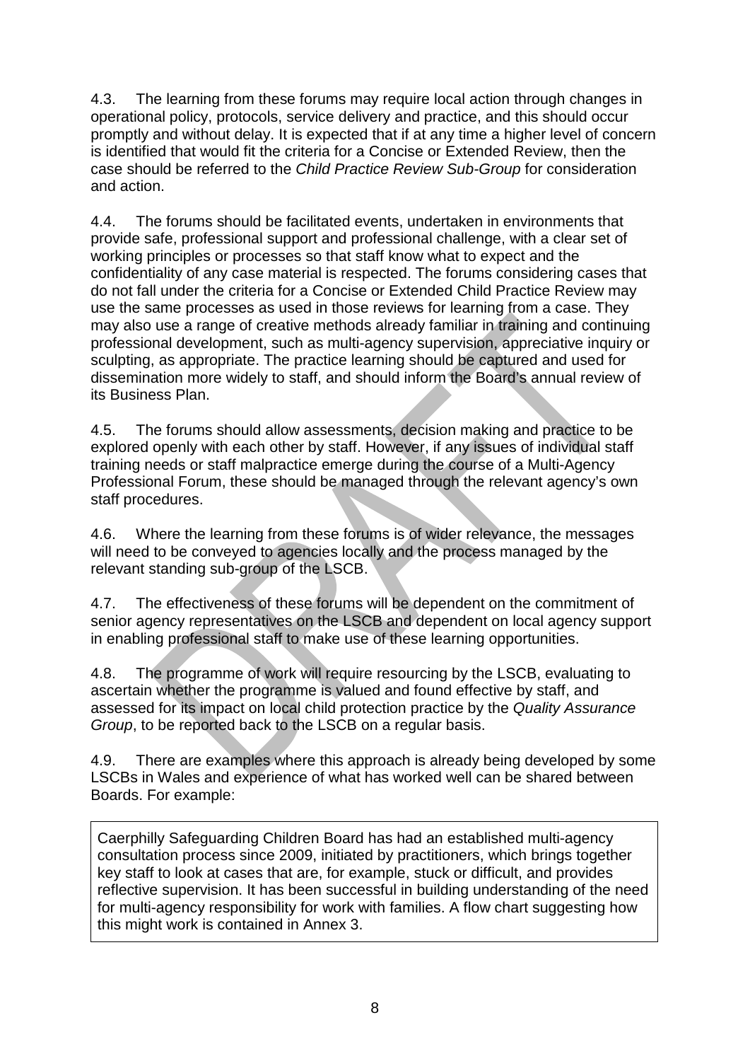4.3. The learning from these forums may require local action through changes in operational policy, protocols, service delivery and practice, and this should occur promptly and without delay. It is expected that if at any time a higher level of concern is identified that would fit the criteria for a Concise or Extended Review, then the case should be referred to the *Child Practice Review Sub-Group* for consideration and action.

4.4. The forums should be facilitated events, undertaken in environments that provide safe, professional support and professional challenge, with a clear set of working principles or processes so that staff know what to expect and the confidentiality of any case material is respected. The forums considering cases that do not fall under the criteria for a Concise or Extended Child Practice Review may use the same processes as used in those reviews for learning from a case. They may also use a range of creative methods already familiar in training and continuing professional development, such as multi-agency supervision, appreciative inquiry or sculpting, as appropriate. The practice learning should be captured and used for dissemination more widely to staff, and should inform the Board's annual review of its Business Plan.

4.5. The forums should allow assessments, decision making and practice to be explored openly with each other by staff. However, if any issues of individual staff training needs or staff malpractice emerge during the course of a Multi-Agency Professional Forum, these should be managed through the relevant agency's own staff procedures.

4.6. Where the learning from these forums is of wider relevance, the messages will need to be conveyed to agencies locally and the process managed by the relevant standing sub-group of the LSCB.

4.7. The effectiveness of these forums will be dependent on the commitment of senior agency representatives on the LSCB and dependent on local agency support in enabling professional staff to make use of these learning opportunities.

4.8. The programme of work will require resourcing by the LSCB, evaluating to ascertain whether the programme is valued and found effective by staff, and assessed for its impact on local child protection practice by the *Quality Assurance Group*, to be reported back to the LSCB on a regular basis.

4.9. There are examples where this approach is already being developed by some LSCBs in Wales and experience of what has worked well can be shared between Boards. For example:

> Caerphilly Safeguarding Children Board has had an established multi-agency consultation process since 2009, initiated by practitioners, which brings together key staff to look at cases that are, for example, stuck or difficult, and provides reflective supervision. It has been successful in building understanding of the need for multi-agency responsibility for work with families. A flow chart suggesting how this might work is contained in Annex 3.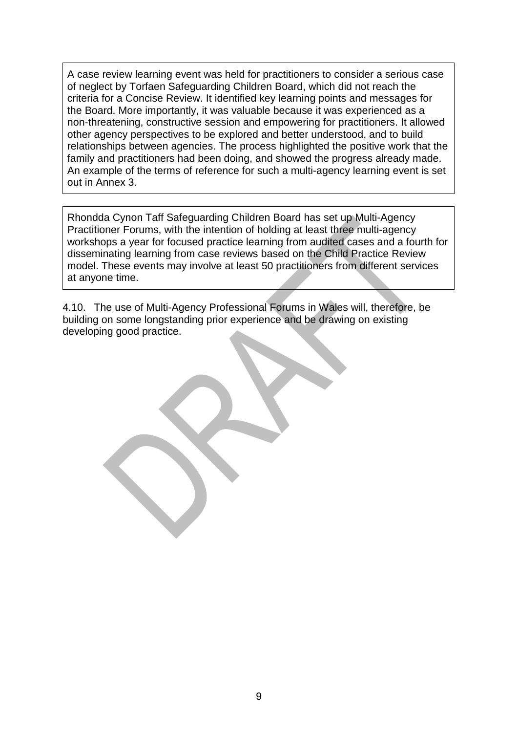A case review learning event was held for practitioners to consider a serious case of neglect by Torfaen Safeguarding Children Board, which did not reach the criteria for a Concise Review. It identified key learning points and messages for the Board. More importantly, it was valuable because it was experienced as a non-threatening, constructive session and empowering for practitioners. It allowed other agency perspectives to be explored and better understood, and to build relationships between agencies. The process highlighted the positive work that the family and practitioners had been doing, and showed the progress already made. An example of the terms of reference for such a multi-agency learning event is set out in Annex 3.

Rhondda Cynon Taff Safeguarding Children Board has set up Multi-Agency Practitioner Forums, with the intention of holding at least three multi-agency workshops a year for focused practice learning from audited cases and a fourth for disseminating learning from case reviews based on the Child Practice Review model. These events may involve at least 50 practitioners from different services at anyone time.

4.10. The use of Multi-Agency Professional Forums in Wales will, therefore, be building on some longstanding prior experience and be drawing on existing developing good practice.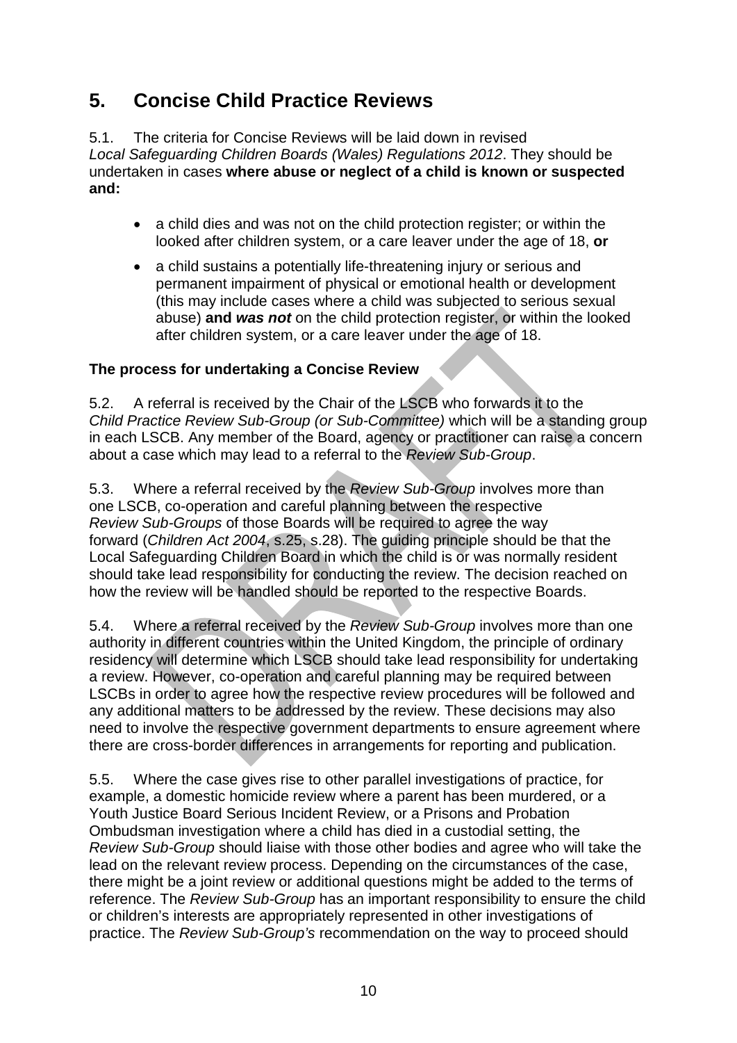## 5. Concise Child Practice Reviews

5.1. The criteria for Concise Reviews will be laid down in revised *Local Safeguarding Children Boards (Wales) Regulations 2012*. They should be undertaken in cases **where abuse or neglect of a child is known or suspected and:**

- a child dies and was not on the child protection register; or within the looked after children system, or a care leaver under the age of 18, **or**
- a child sustains a potentially life-threatening injury or serious and permanent impairment of physical or emotional health or development (this may include cases where a child was subjected to serious sexual abuse) **and *was not*** on the child protection register, or within the looked after children system, or a care leaver under the age of 18.

**The process for undertaking a Concise Review**

5.2. A referral is received by the Chair of the LSCB who forwards it to the *Child Practice Review Sub-Group (or Sub-Committee)* which will be a standing group in each LSCB. Any member of the Board, agency or practitioner can raise a concern about a case which may lead to a referral to the *Review Sub-Group*.

5.3. Where a referral received by the *Review Sub-Group* involves more than one LSCB, co-operation and careful planning between the respective *Review Sub-Groups* of those Boards will be required to agree the way forward (*Children Act 2004*, s.25, s.28). The guiding principle should be that the Local Safeguarding Children Board in which the child is or was normally resident should take lead responsibility for conducting the review. The decision reached on how the review will be handled should be reported to the respective Boards.

5.4. Where a referral received by the *Review Sub-Group* involves more than one authority in different countries within the United Kingdom, the principle of ordinary residency will determine which LSCB should take lead responsibility for undertaking a review. However, co-operation and careful planning may be required between LSCBs in order to agree how the respective review procedures will be followed and any additional matters to be addressed by the review. These decisions may also need to involve the respective government departments to ensure agreement where there are cross-border differences in arrangements for reporting and publication.

5.5. Where the case gives rise to other parallel investigations of practice, for example, a domestic homicide review where a parent has been murdered, or a Youth Justice Board Serious Incident Review, or a Prisons and Probation Ombudsman investigation where a child has died in a custodial setting, the *Review Sub-Group* should liaise with those other bodies and agree who will take the lead on the relevant review process. Depending on the circumstances of the case, there might be a joint review or additional questions might be added to the terms of reference. The *Review Sub-Group* has an important responsibility to ensure the child or children's interests are appropriately represented in other investigations of practice. The *Review Sub-Group's* recommendation on the way to proceed should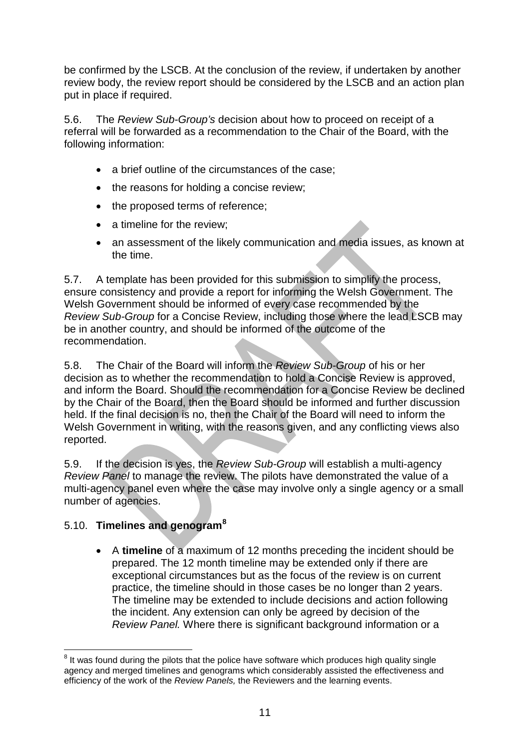be confirmed by the LSCB. At the conclusion of the review, if undertaken by another review body, the review report should be considered by the LSCB and an action plan put in place if required.

5.6. The *Review Sub-Group's* decision about how to proceed on receipt of a referral will be forwarded as a recommendation to the Chair of the Board, with the following information:

- a brief outline of the circumstances of the case;
- the reasons for holding a concise review;
- the proposed terms of reference;
- a timeline for the review;
- an assessment of the likely communication and media issues, as known at the time.

5.7. A template has been provided for this submission to simplify the process, ensure consistency and provide a report for informing the Welsh Government. The Welsh Government should be informed of every case recommended by the *Review Sub-Group* for a Concise Review, including those where the lead LSCB may be in another country, and should be informed of the outcome of the recommendation.

5.8. The Chair of the Board will inform the *Review Sub-Group* of his or her decision as to whether the recommendation to hold a Concise Review is approved, and inform the Board. Should the recommendation for a Concise Review be declined by the Chair of the Board, then the Board should be informed and further discussion held. If the final decision is no, then the Chair of the Board will need to inform the Welsh Government in writing, with the reasons given, and any conflicting views also reported.

5.9. If the decision is yes, the *Review Sub-Group* will establish a multi-agency *Review Panel* to manage the review. The pilots have demonstrated the value of a multi-agency panel even where the case may involve only a single agency or a small number of agencies.

5.10. **Timelines and genogram**[8]

- A **timeline** of a maximum of 12 months preceding the incident should be prepared. The 12 month timeline may be extended only if there are exceptional circumstances but as the focus of the review is on current practice, the timeline should in those cases be no longer than 2 years. The timeline may be extended to include decisions and action following the incident. Any extension can only be agreed by decision of the *Review Panel.* Where there is significant background information or a

[8] It was found during the pilots that the police have software which produces high quality single agency and merged timelines and genograms which considerably assisted the effectiveness and efficiency of the work of the *Review Panels,* the Reviewers and the learning events.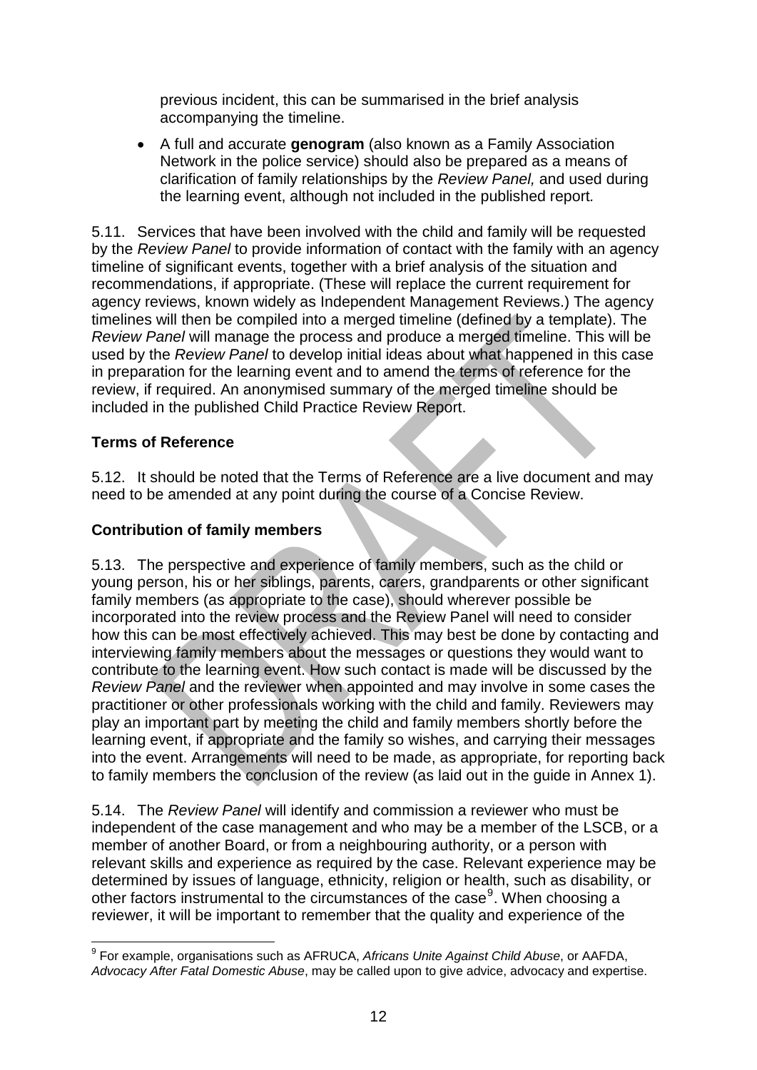previous incident, this can be summarised in the brief analysis accompanying the timeline.

- A full and accurate **genogram** (also known as a Family Association Network in the police service) should also be prepared as a means of clarification of family relationships by the *Review Panel,* and used during the learning event, although not included in the published report*.*

5.11. Services that have been involved with the child and family will be requested by the *Review Panel* to provide information of contact with the family with an agency timeline of significant events, together with a brief analysis of the situation and recommendations, if appropriate. (These will replace the current requirement for agency reviews, known widely as Independent Management Reviews.) The agency timelines will then be compiled into a merged timeline (defined by a template). The *Review Panel* will manage the process and produce a merged timeline. This will be used by the *Review Panel* to develop initial ideas about what happened in this case in preparation for the learning event and to amend the terms of reference for the review, if required. An anonymised summary of the merged timeline should be included in the published Child Practice Review Report.

**Terms of Reference**

5.12. It should be noted that the Terms of Reference are a live document and may need to be amended at any point during the course of a Concise Review.

**Contribution of family members**

5.13. The perspective and experience of family members, such as the child or young person, his or her siblings, parents, carers, grandparents or other significant family members (as appropriate to the case), should wherever possible be incorporated into the review process and the Review Panel will need to consider how this can be most effectively achieved. This may best be done by contacting and interviewing family members about the messages or questions they would want to contribute to the learning event. How such contact is made will be discussed by the *Review Panel* and the reviewer when appointed and may involve in some cases the practitioner or other professionals working with the child and family. Reviewers may play an important part by meeting the child and family members shortly before the learning event, if appropriate and the family so wishes, and carrying their messages into the event. Arrangements will need to be made, as appropriate, for reporting back to family members the conclusion of the review (as laid out in the guide in Annex 1).

5.14. The *Review Panel* will identify and commission a reviewer who must be independent of the case management and who may be a member of the LSCB, or a member of another Board, or from a neighbouring authority, or a person with relevant skills and experience as required by the case. Relevant experience may be determined by issues of language, ethnicity, religion or health, such as disability, or other factors instrumental to the circumstances of the case[9]. When choosing a reviewer, it will be important to remember that the quality and experience of the

[9] For example, organisations such as AFRUCA, *Africans Unite Against Child Abuse*, or AAFDA, *Advocacy After Fatal Domestic Abuse*, may be called upon to give advice, advocacy and expertise.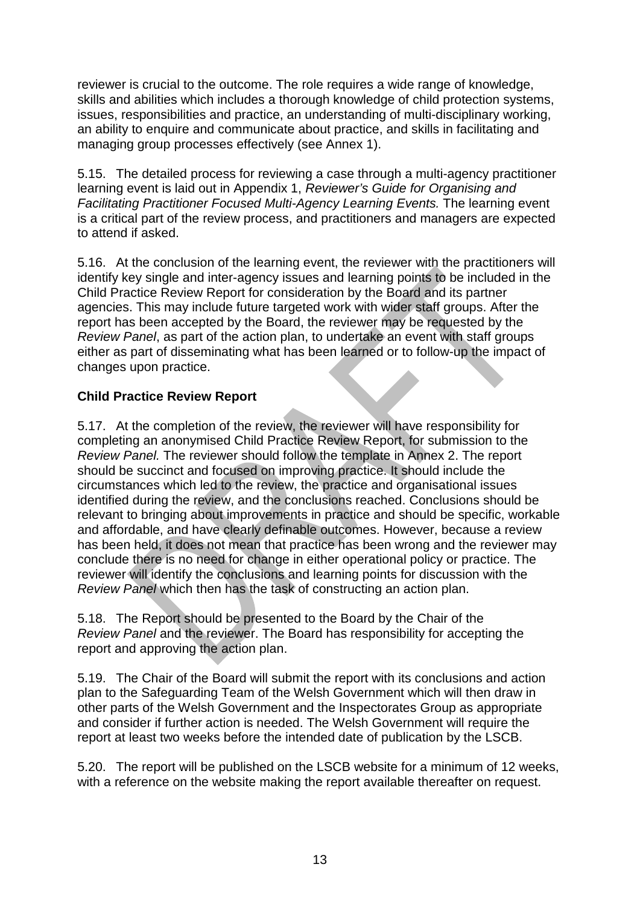reviewer is crucial to the outcome. The role requires a wide range of knowledge, skills and abilities which includes a thorough knowledge of child protection systems, issues, responsibilities and practice, an understanding of multi-disciplinary working, an ability to enquire and communicate about practice, and skills in facilitating and managing group processes effectively (see Annex 1).

5.15. The detailed process for reviewing a case through a multi-agency practitioner learning event is laid out in Appendix 1, *Reviewer's Guide for Organising and Facilitating Practitioner Focused Multi-Agency Learning Events.* The learning event is a critical part of the review process, and practitioners and managers are expected to attend if asked.

5.16. At the conclusion of the learning event, the reviewer with the practitioners will identify key single and inter-agency issues and learning points to be included in the Child Practice Review Report for consideration by the Board and its partner agencies. This may include future targeted work with wider staff groups. After the report has been accepted by the Board, the reviewer may be requested by the *Review Panel*, as part of the action plan, to undertake an event with staff groups either as part of disseminating what has been learned or to follow-up the impact of changes upon practice.

**Child Practice Review Report**

5.17. At the completion of the review, the reviewer will have responsibility for completing an anonymised Child Practice Review Report, for submission to the *Review Panel.* The reviewer should follow the template in Annex 2. The report should be succinct and focused on improving practice. It should include the circumstances which led to the review, the practice and organisational issues identified during the review, and the conclusions reached. Conclusions should be relevant to bringing about improvements in practice and should be specific, workable and affordable, and have clearly definable outcomes. However, because a review has been held, it does not mean that practice has been wrong and the reviewer may conclude there is no need for change in either operational policy or practice. The reviewer will identify the conclusions and learning points for discussion with the *Review Panel* which then has the task of constructing an action plan.

5.18. The Report should be presented to the Board by the Chair of the *Review Panel* and the reviewer. The Board has responsibility for accepting the report and approving the action plan.

5.19. The Chair of the Board will submit the report with its conclusions and action plan to the Safeguarding Team of the Welsh Government which will then draw in other parts of the Welsh Government and the Inspectorates Group as appropriate and consider if further action is needed. The Welsh Government will require the report at least two weeks before the intended date of publication by the LSCB.

5.20. The report will be published on the LSCB website for a minimum of 12 weeks, with a reference on the website making the report available thereafter on request.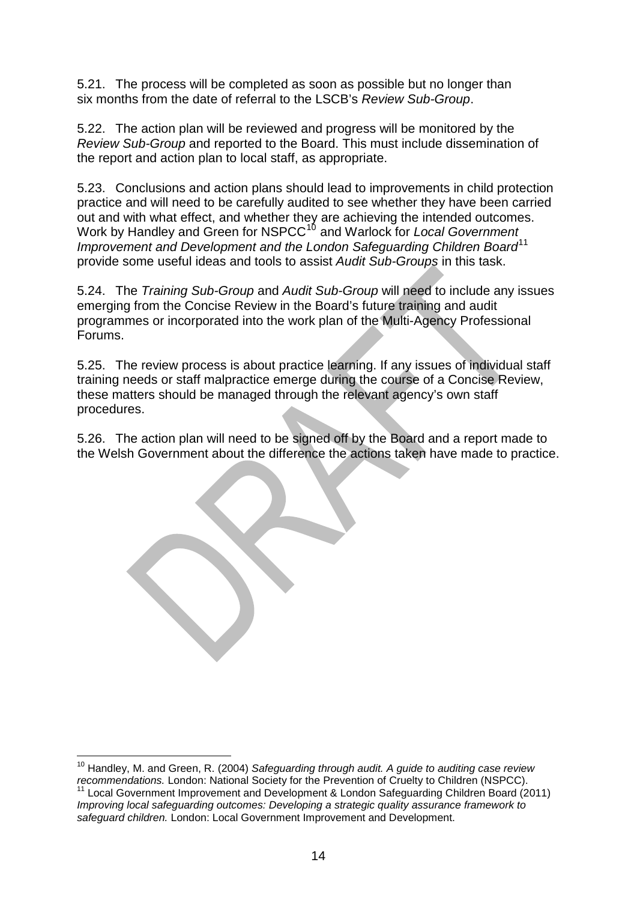5.21. The process will be completed as soon as possible but no longer than six months from the date of referral to the LSCB's *Review Sub-Group*.

5.22. The action plan will be reviewed and progress will be monitored by the *Review Sub-Group* and reported to the Board. This must include dissemination of the report and action plan to local staff, as appropriate.

5.23. Conclusions and action plans should lead to improvements in child protection practice and will need to be carefully audited to see whether they have been carried out and with what effect, and whether they are achieving the intended outcomes. Work by Handley and Green for NSPCC[10] and Warlock for *Local Government Improvement and Development and the London Safeguarding Children Board*[11] provide some useful ideas and tools to assist *Audit Sub-Groups* in this task.

5.24. The *Training Sub-Group* and *Audit Sub-Group* will need to include any issues emerging from the Concise Review in the Board's future training and audit programmes or incorporated into the work plan of the Multi-Agency Professional Forums.

5.25. The review process is about practice learning. If any issues of individual staff training needs or staff malpractice emerge during the course of a Concise Review, these matters should be managed through the relevant agency's own staff procedures.

5.26. The action plan will need to be signed off by the Board and a report made to the Welsh Government about the difference the actions taken have made to practice.

---

[10] Handley, M. and Green, R. (2004) *Safeguarding through audit. A guide to auditing case review recommendations.* London: National Society for the Prevention of Cruelty to Children (NSPCC).

[11] Local Government Improvement and Development & London Safeguarding Children Board (2011) *Improving local safeguarding outcomes: Developing a strategic quality assurance framework to safeguard children.* London: Local Government Improvement and Development.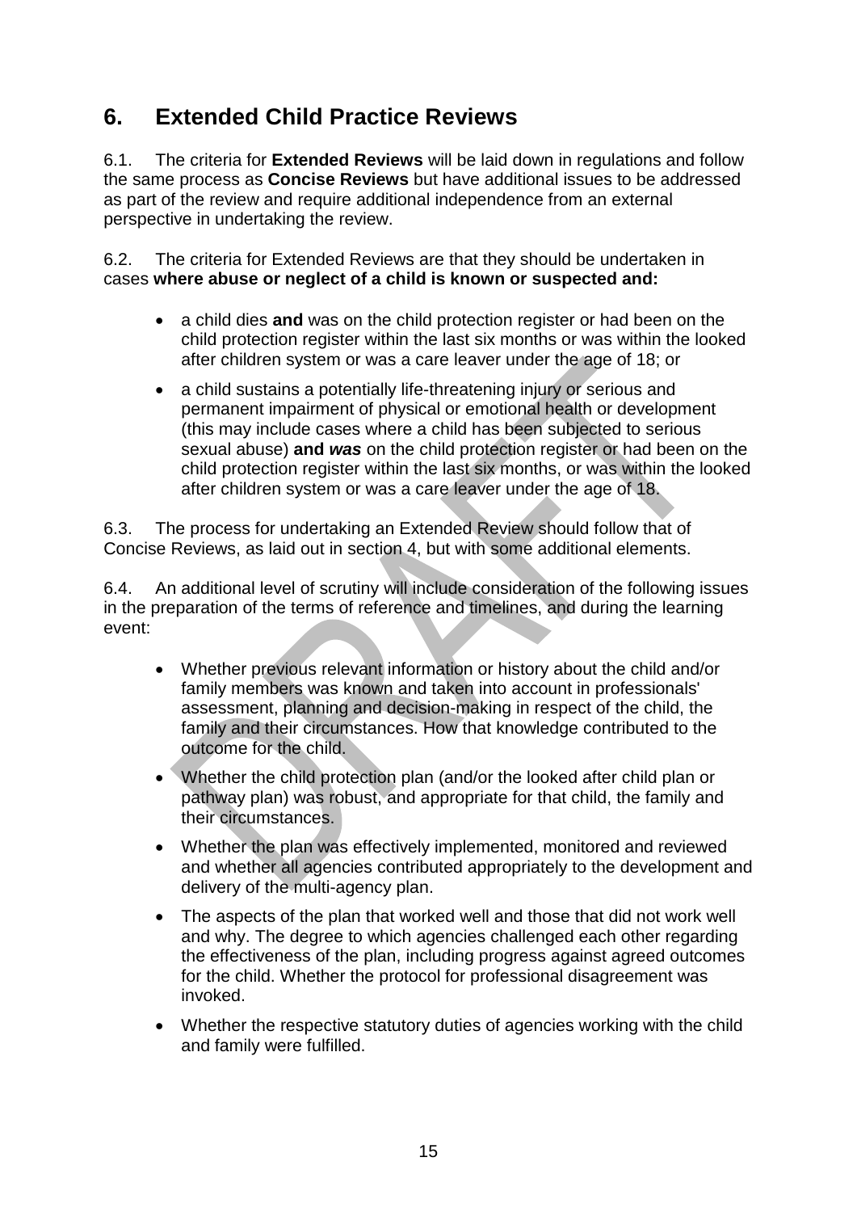## 6. Extended Child Practice Reviews

6.1. The criteria for **Extended Reviews** will be laid down in regulations and follow the same process as **Concise Reviews** but have additional issues to be addressed as part of the review and require additional independence from an external perspective in undertaking the review.

6.2. The criteria for Extended Reviews are that they should be undertaken in cases **where abuse or neglect of a child is known or suspected and:**

- a child dies **and** was on the child protection register or had been on the child protection register within the last six months or was within the looked after children system or was a care leaver under the age of 18; or
- a child sustains a potentially life-threatening injury or serious and permanent impairment of physical or emotional health or development (this may include cases where a child has been subjected to serious sexual abuse) **and *was*** on the child protection register or had been on the child protection register within the last six months, or was within the looked after children system or was a care leaver under the age of 18.

6.3. The process for undertaking an Extended Review should follow that of Concise Reviews, as laid out in section 4, but with some additional elements.

6.4. An additional level of scrutiny will include consideration of the following issues in the preparation of the terms of reference and timelines, and during the learning event:

- Whether previous relevant information or history about the child and/or family members was known and taken into account in professionals' assessment, planning and decision-making in respect of the child, the family and their circumstances. How that knowledge contributed to the outcome for the child.
- Whether the child protection plan (and/or the looked after child plan or pathway plan) was robust, and appropriate for that child, the family and their circumstances.
- Whether the plan was effectively implemented, monitored and reviewed and whether all agencies contributed appropriately to the development and delivery of the multi-agency plan.
- The aspects of the plan that worked well and those that did not work well and why. The degree to which agencies challenged each other regarding the effectiveness of the plan, including progress against agreed outcomes for the child. Whether the protocol for professional disagreement was invoked.
- Whether the respective statutory duties of agencies working with the child and family were fulfilled.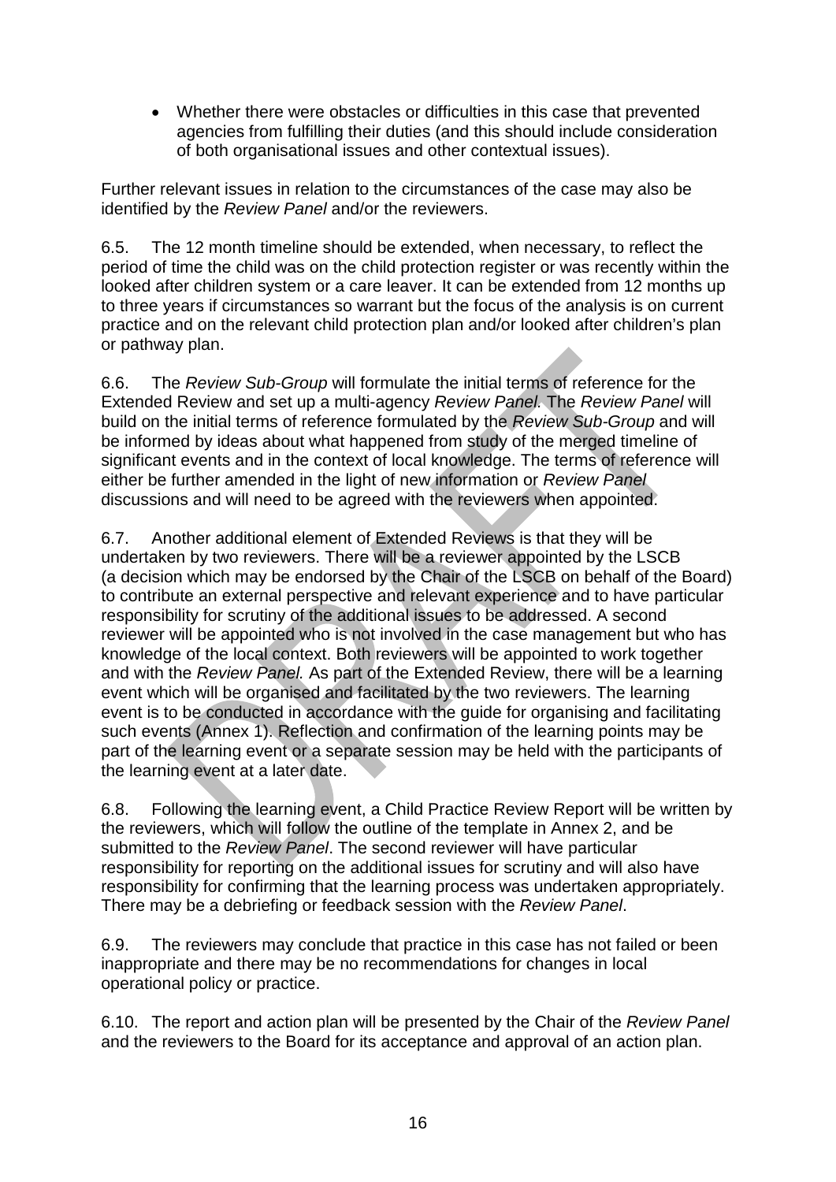- Whether there were obstacles or difficulties in this case that prevented agencies from fulfilling their duties (and this should include consideration of both organisational issues and other contextual issues).

Further relevant issues in relation to the circumstances of the case may also be identified by the *Review Panel* and/or the reviewers.

6.5. The 12 month timeline should be extended, when necessary, to reflect the period of time the child was on the child protection register or was recently within the looked after children system or a care leaver. It can be extended from 12 months up to three years if circumstances so warrant but the focus of the analysis is on current practice and on the relevant child protection plan and/or looked after children's plan or pathway plan.

6.6. The *Review Sub-Group* will formulate the initial terms of reference for the Extended Review and set up a multi-agency *Review Panel*. The *Review Panel* will build on the initial terms of reference formulated by the *Review Sub-Group* and will be informed by ideas about what happened from study of the merged timeline of significant events and in the context of local knowledge. The terms of reference will either be further amended in the light of new information or *Review Panel* discussions and will need to be agreed with the reviewers when appointed.

6.7. Another additional element of Extended Reviews is that they will be undertaken by two reviewers. There will be a reviewer appointed by the LSCB (a decision which may be endorsed by the Chair of the LSCB on behalf of the Board) to contribute an external perspective and relevant experience and to have particular responsibility for scrutiny of the additional issues to be addressed. A second reviewer will be appointed who is not involved in the case management but who has knowledge of the local context. Both reviewers will be appointed to work together and with the *Review Panel*. As part of the Extended Review, there will be a learning event which will be organised and facilitated by the two reviewers. The learning event is to be conducted in accordance with the guide for organising and facilitating such events (Annex 1). Reflection and confirmation of the learning points may be part of the learning event or a separate session may be held with the participants of the learning event at a later date.

6.8. Following the learning event, a Child Practice Review Report will be written by the reviewers, which will follow the outline of the template in Annex 2, and be submitted to the *Review Panel*. The second reviewer will have particular responsibility for reporting on the additional issues for scrutiny and will also have responsibility for confirming that the learning process was undertaken appropriately. There may be a debriefing or feedback session with the *Review Panel*.

6.9. The reviewers may conclude that practice in this case has not failed or been inappropriate and there may be no recommendations for changes in local operational policy or practice.

6.10. The report and action plan will be presented by the Chair of the *Review Panel* and the reviewers to the Board for its acceptance and approval of an action plan.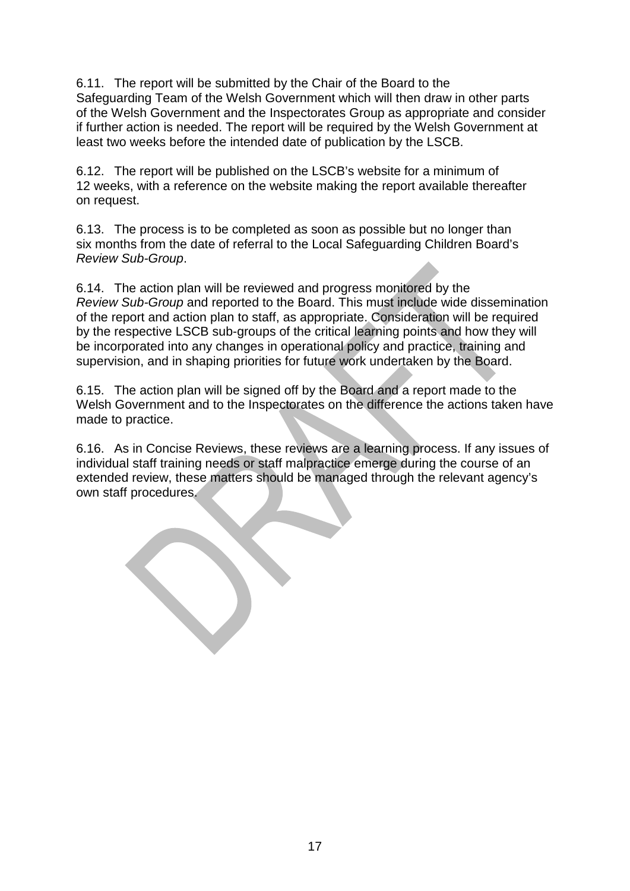6.11. The report will be submitted by the Chair of the Board to the Safeguarding Team of the Welsh Government which will then draw in other parts of the Welsh Government and the Inspectorates Group as appropriate and consider if further action is needed. The report will be required by the Welsh Government at least two weeks before the intended date of publication by the LSCB.

6.12. The report will be published on the LSCB's website for a minimum of 12 weeks, with a reference on the website making the report available thereafter on request.

6.13. The process is to be completed as soon as possible but no longer than six months from the date of referral to the Local Safeguarding Children Board's *Review Sub-Group*.

6.14. The action plan will be reviewed and progress monitored by the *Review Sub-Group* and reported to the Board. This must include wide dissemination of the report and action plan to staff, as appropriate. Consideration will be required by the respective LSCB sub-groups of the critical learning points and how they will be incorporated into any changes in operational policy and practice, training and supervision, and in shaping priorities for future work undertaken by the Board.

6.15. The action plan will be signed off by the Board and a report made to the Welsh Government and to the Inspectorates on the difference the actions taken have made to practice.

6.16. As in Concise Reviews, these reviews are a learning process. If any issues of individual staff training needs or staff malpractice emerge during the course of an extended review, these matters should be managed through the relevant agency's own staff procedures.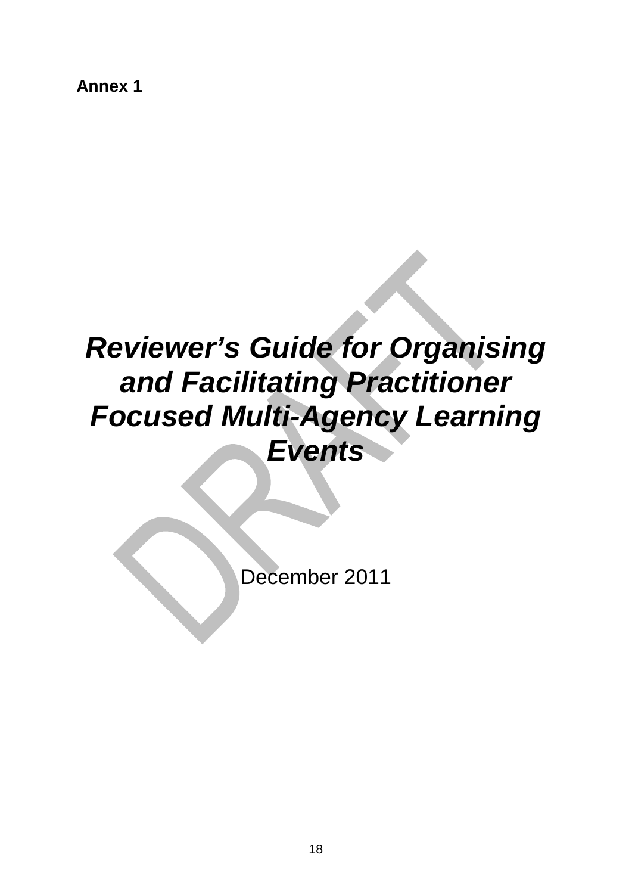**Annex 1**

# ***Reviewer's Guide for Organising and Facilitating Practitioner Focused Multi-Agency Learning Events***

December 2011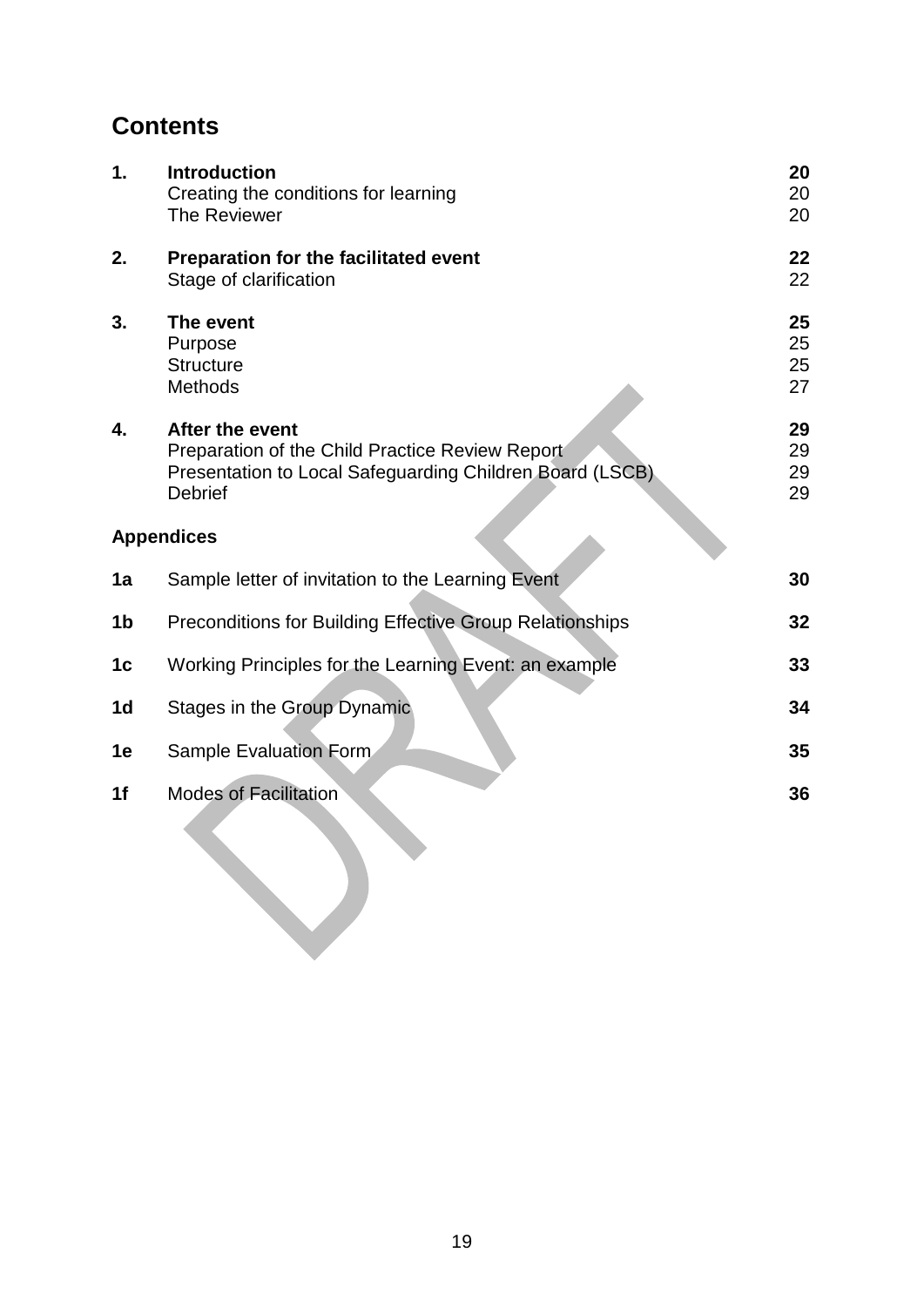## Contents

| | | |
|---|---|---|
| **1.** | **Introduction** | **20** |
| | Creating the conditions for learning | 20 |
| | The Reviewer | 20 |
| **2.** | **Preparation for the facilitated event** | **22** |
| | Stage of clarification | 22 |
| **3.** | **The event** | **25** |
| | Purpose | 25 |
| | Structure | 25 |
| | Methods | 27 |
| **4.** | **After the event** | **29** |
| | Preparation of the Child Practice Review Report | 29 |
| | Presentation to Local Safeguarding Children Board (LSCB) | 29 |
| | Debrief | 29 |

**Appendices**

| | | |
|---|---|---|
| **1a** | Sample letter of invitation to the Learning Event | **30** |
| **1b** | Preconditions for Building Effective Group Relationships | **32** |
| **1c** | Working Principles for the Learning Event: an example | **33** |
| **1d** | Stages in the Group Dynamic | **34** |
| **1e** | Sample Evaluation Form | **35** |
| **1f** | Modes of Facilitation | **36** |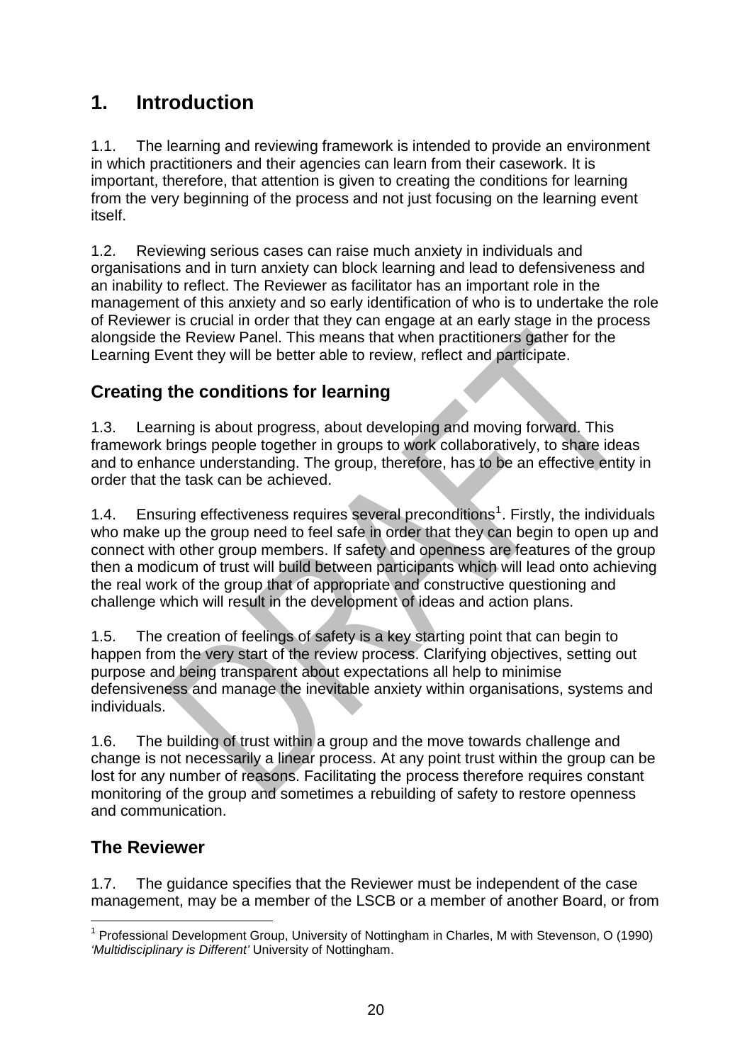# 1. Introduction

1.1. The learning and reviewing framework is intended to provide an environment in which practitioners and their agencies can learn from their casework. It is important, therefore, that attention is given to creating the conditions for learning from the very beginning of the process and not just focusing on the learning event itself.

1.2. Reviewing serious cases can raise much anxiety in individuals and organisations and in turn anxiety can block learning and lead to defensiveness and an inability to reflect. The Reviewer as facilitator has an important role in the management of this anxiety and so early identification of who is to undertake the role of Reviewer is crucial in order that they can engage at an early stage in the process alongside the Review Panel. This means that when practitioners gather for the Learning Event they will be better able to review, reflect and participate.

## Creating the conditions for learning

1.3. Learning is about progress, about developing and moving forward. This framework brings people together in groups to work collaboratively, to share ideas and to enhance understanding. The group, therefore, has to be an effective entity in order that the task can be achieved.

1.4. Ensuring effectiveness requires several preconditions[1]. Firstly, the individuals who make up the group need to feel safe in order that they can begin to open up and connect with other group members. If safety and openness are features of the group then a modicum of trust will build between participants which will lead onto achieving the real work of the group that of appropriate and constructive questioning and challenge which will result in the development of ideas and action plans.

1.5. The creation of feelings of safety is a key starting point that can begin to happen from the very start of the review process. Clarifying objectives, setting out purpose and being transparent about expectations all help to minimise defensiveness and manage the inevitable anxiety within organisations, systems and individuals.

1.6. The building of trust within a group and the move towards challenge and change is not necessarily a linear process. At any point trust within the group can be lost for any number of reasons. Facilitating the process therefore requires constant monitoring of the group and sometimes a rebuilding of safety to restore openness and communication.

## The Reviewer

1.7. The guidance specifies that the Reviewer must be independent of the case management, may be a member of the LSCB or a member of another Board, or from

---

[1] Professional Development Group, University of Nottingham in Charles, M with Stevenson, O (1990) *'Multidisciplinary is Different'* University of Nottingham.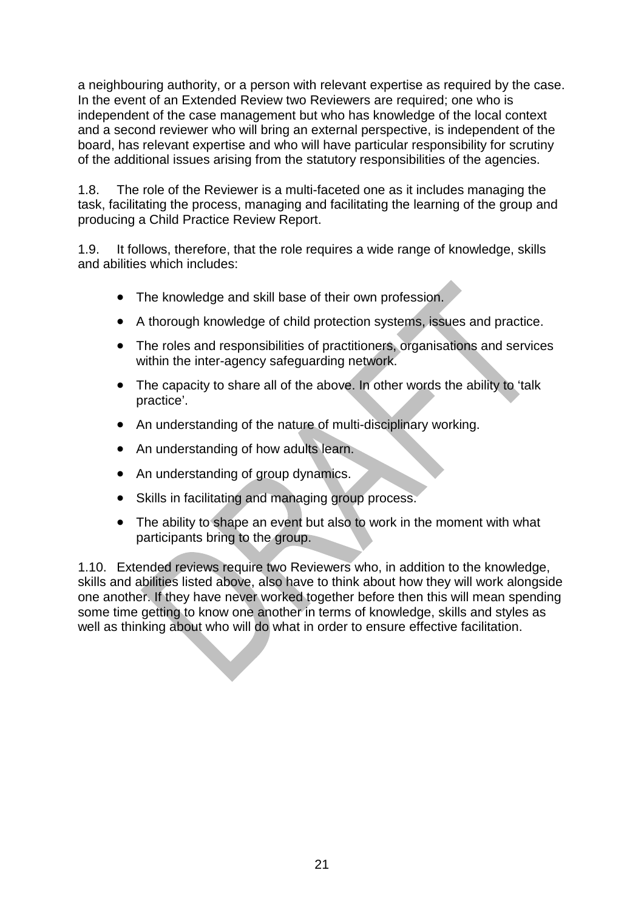a neighbouring authority, or a person with relevant expertise as required by the case. In the event of an Extended Review two Reviewers are required; one who is independent of the case management but who has knowledge of the local context and a second reviewer who will bring an external perspective, is independent of the board, has relevant expertise and who will have particular responsibility for scrutiny of the additional issues arising from the statutory responsibilities of the agencies.

1.8. The role of the Reviewer is a multi-faceted one as it includes managing the task, facilitating the process, managing and facilitating the learning of the group and producing a Child Practice Review Report.

1.9. It follows, therefore, that the role requires a wide range of knowledge, skills and abilities which includes:

- The knowledge and skill base of their own profession.
- A thorough knowledge of child protection systems, issues and practice.
- The roles and responsibilities of practitioners, organisations and services within the inter-agency safeguarding network.
- The capacity to share all of the above. In other words the ability to 'talk practice'.
- An understanding of the nature of multi-disciplinary working.
- An understanding of how adults learn.
- An understanding of group dynamics.
- Skills in facilitating and managing group process.
- The ability to shape an event but also to work in the moment with what participants bring to the group.

1.10. Extended reviews require two Reviewers who, in addition to the knowledge, skills and abilities listed above, also have to think about how they will work alongside one another. If they have never worked together before then this will mean spending some time getting to know one another in terms of knowledge, skills and styles as well as thinking about who will do what in order to ensure effective facilitation.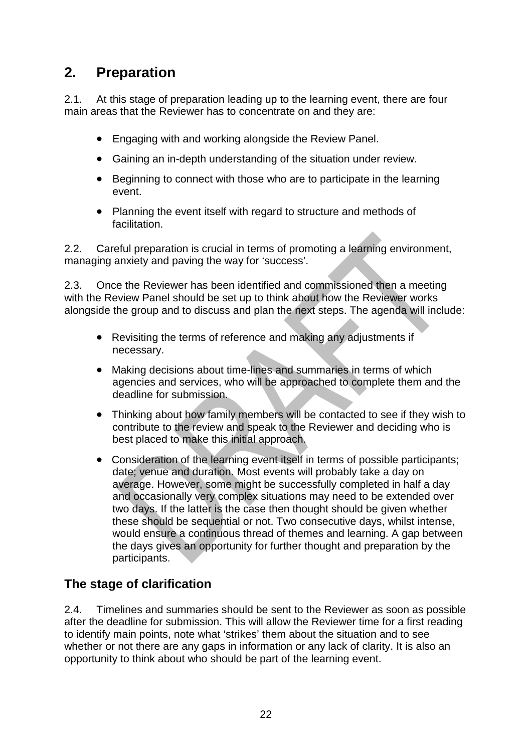## 2. Preparation

2.1. At this stage of preparation leading up to the learning event, there are four main areas that the Reviewer has to concentrate on and they are:

- Engaging with and working alongside the Review Panel.
- Gaining an in-depth understanding of the situation under review.
- Beginning to connect with those who are to participate in the learning event.
- Planning the event itself with regard to structure and methods of facilitation.

2.2. Careful preparation is crucial in terms of promoting a learning environment, managing anxiety and paving the way for 'success'.

2.3. Once the Reviewer has been identified and commissioned then a meeting with the Review Panel should be set up to think about how the Reviewer works alongside the group and to discuss and plan the next steps. The agenda will include:

- Revisiting the terms of reference and making any adjustments if necessary.
- Making decisions about time-lines and summaries in terms of which agencies and services, who will be approached to complete them and the deadline for submission.
- Thinking about how family members will be contacted to see if they wish to contribute to the review and speak to the Reviewer and deciding who is best placed to make this initial approach.
- Consideration of the learning event itself in terms of possible participants; date; venue and duration. Most events will probably take a day on average. However, some might be successfully completed in half a day and occasionally very complex situations may need to be extended over two days. If the latter is the case then thought should be given whether these should be sequential or not. Two consecutive days, whilst intense, would ensure a continuous thread of themes and learning. A gap between the days gives an opportunity for further thought and preparation by the participants.

### The stage of clarification

2.4. Timelines and summaries should be sent to the Reviewer as soon as possible after the deadline for submission. This will allow the Reviewer time for a first reading to identify main points, note what 'strikes' them about the situation and to see whether or not there are any gaps in information or any lack of clarity. It is also an opportunity to think about who should be part of the learning event.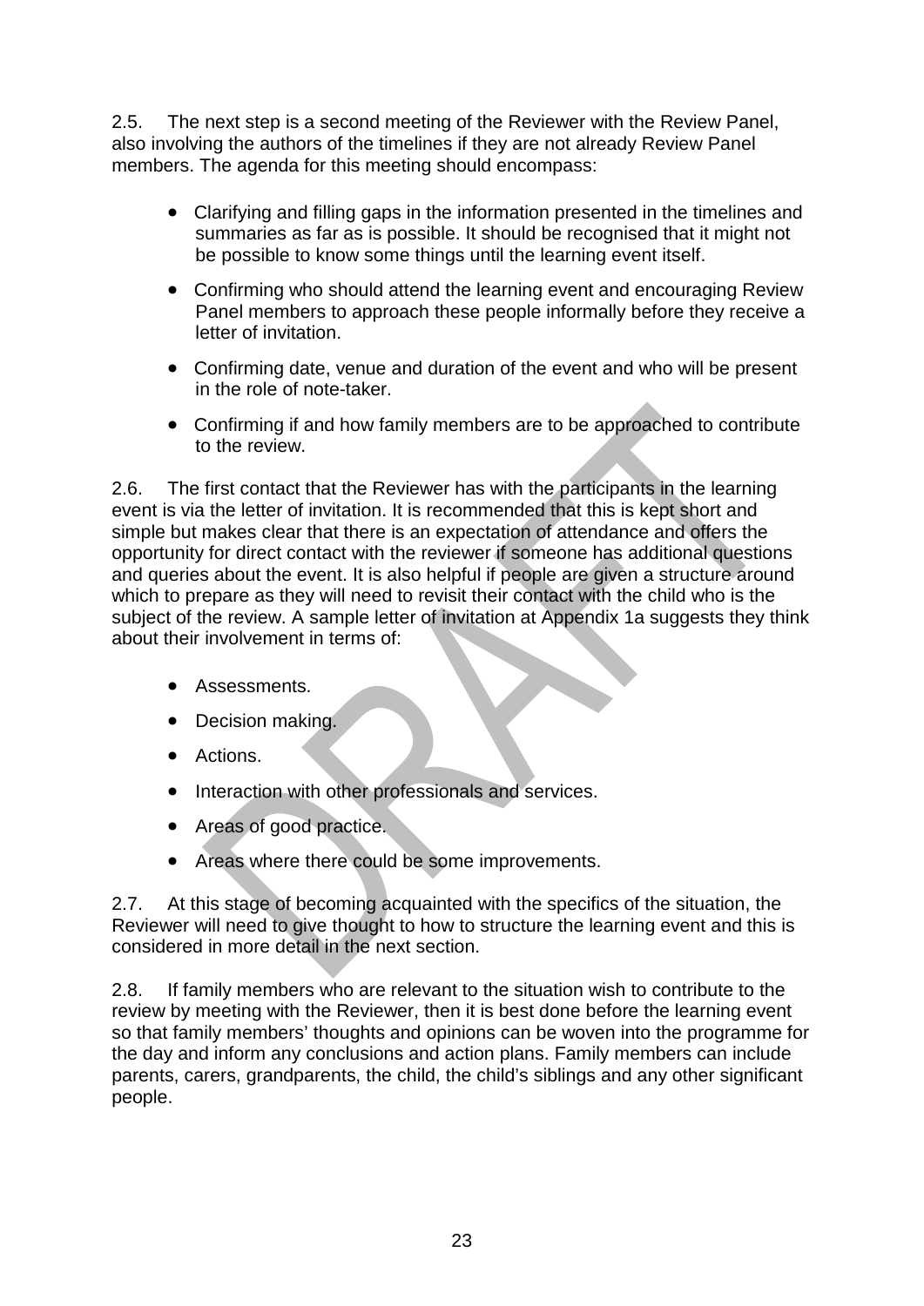2.5. The next step is a second meeting of the Reviewer with the Review Panel, also involving the authors of the timelines if they are not already Review Panel members. The agenda for this meeting should encompass:

- Clarifying and filling gaps in the information presented in the timelines and summaries as far as is possible. It should be recognised that it might not be possible to know some things until the learning event itself.
- Confirming who should attend the learning event and encouraging Review Panel members to approach these people informally before they receive a letter of invitation.
- Confirming date, venue and duration of the event and who will be present in the role of note-taker.
- Confirming if and how family members are to be approached to contribute to the review.

2.6. The first contact that the Reviewer has with the participants in the learning event is via the letter of invitation. It is recommended that this is kept short and simple but makes clear that there is an expectation of attendance and offers the opportunity for direct contact with the reviewer if someone has additional questions and queries about the event. It is also helpful if people are given a structure around which to prepare as they will need to revisit their contact with the child who is the subject of the review. A sample letter of invitation at Appendix 1a suggests they think about their involvement in terms of:

- Assessments.
- Decision making.
- Actions.
- Interaction with other professionals and services.
- Areas of good practice.
- Areas where there could be some improvements.

2.7. At this stage of becoming acquainted with the specifics of the situation, the Reviewer will need to give thought to how to structure the learning event and this is considered in more detail in the next section.

2.8. If family members who are relevant to the situation wish to contribute to the review by meeting with the Reviewer, then it is best done before the learning event so that family members' thoughts and opinions can be woven into the programme for the day and inform any conclusions and action plans. Family members can include parents, carers, grandparents, the child, the child's siblings and any other significant people.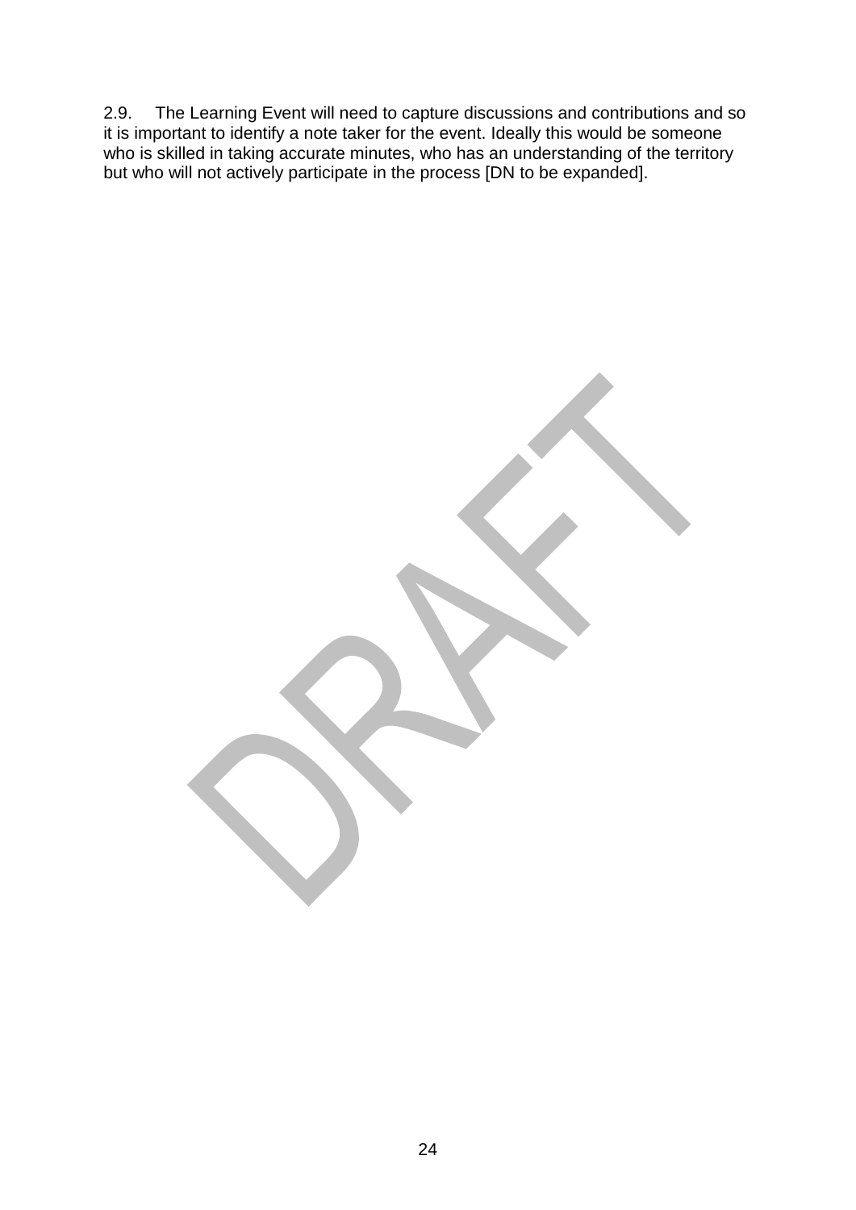2.9. The Learning Event will need to capture discussions and contributions and so it is important to identify a note taker for the event. Ideally this would be someone who is skilled in taking accurate minutes, who has an understanding of the territory but who will not actively participate in the process [DN to be expanded].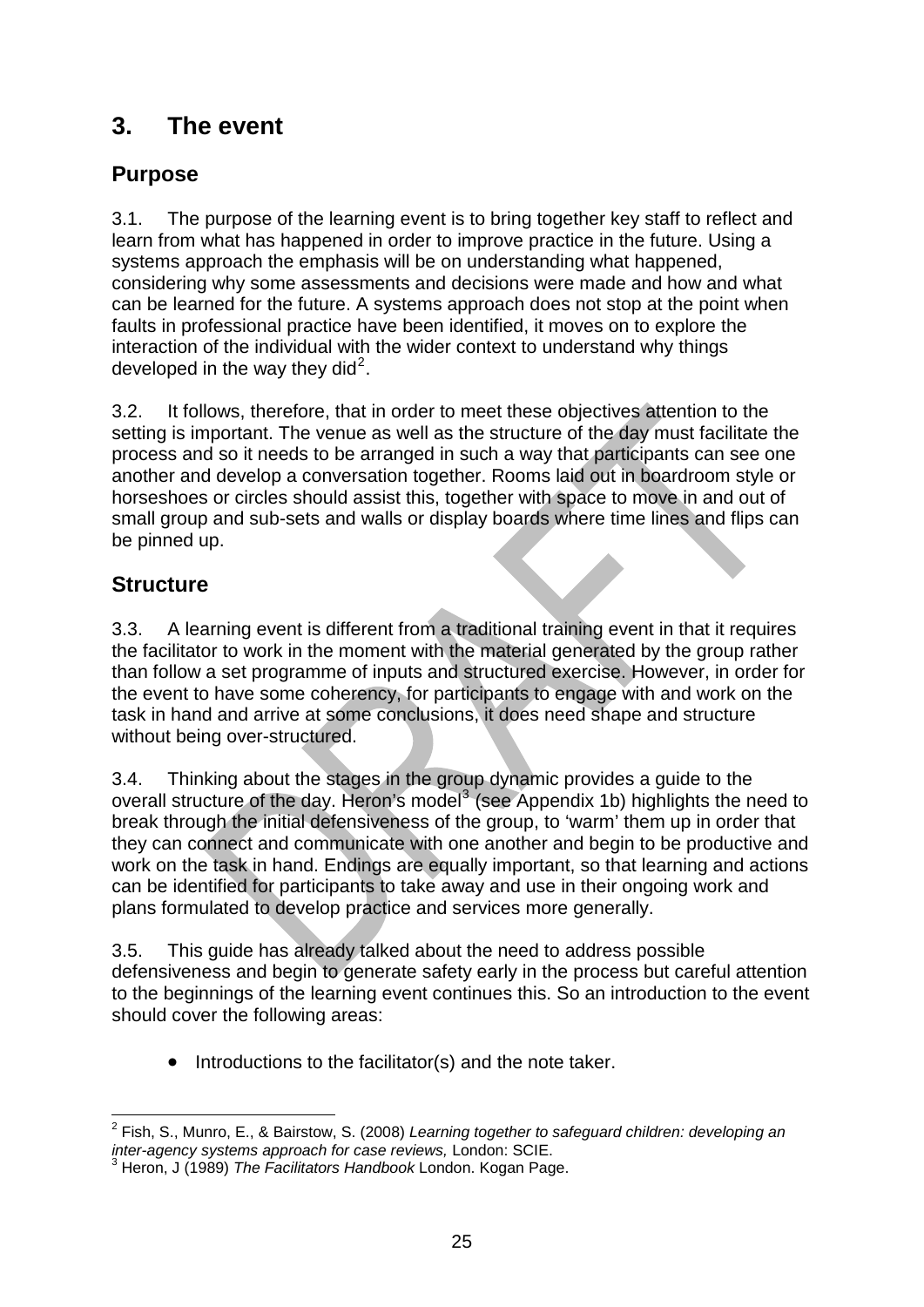# 3. The event

## Purpose

3.1. The purpose of the learning event is to bring together key staff to reflect and learn from what has happened in order to improve practice in the future. Using a systems approach the emphasis will be on understanding what happened, considering why some assessments and decisions were made and how and what can be learned for the future. A systems approach does not stop at the point when faults in professional practice have been identified, it moves on to explore the interaction of the individual with the wider context to understand why things developed in the way they did[2].

3.2. It follows, therefore, that in order to meet these objectives attention to the setting is important. The venue as well as the structure of the day must facilitate the process and so it needs to be arranged in such a way that participants can see one another and develop a conversation together. Rooms laid out in boardroom style or horseshoes or circles should assist this, together with space to move in and out of small group and sub-sets and walls or display boards where time lines and flips can be pinned up.

## Structure

3.3. A learning event is different from a traditional training event in that it requires the facilitator to work in the moment with the material generated by the group rather than follow a set programme of inputs and structured exercise. However, in order for the event to have some coherency, for participants to engage with and work on the task in hand and arrive at some conclusions, it does need shape and structure without being over-structured.

3.4. Thinking about the stages in the group dynamic provides a guide to the overall structure of the day. Heron's model[3] (see Appendix 1b) highlights the need to break through the initial defensiveness of the group, to 'warm' them up in order that they can connect and communicate with one another and begin to be productive and work on the task in hand. Endings are equally important, so that learning and actions can be identified for participants to take away and use in their ongoing work and plans formulated to develop practice and services more generally.

3.5. This guide has already talked about the need to address possible defensiveness and begin to generate safety early in the process but careful attention to the beginnings of the learning event continues this. So an introduction to the event should cover the following areas:

- Introductions to the facilitator(s) and the note taker.

---

[2] Fish, S., Munro, E., & Bairstow, S. (2008) *Learning together to safeguard children: developing an inter-agency systems approach for case reviews,* London: SCIE.

[3] Heron, J (1989) *The Facilitators Handbook* London. Kogan Page.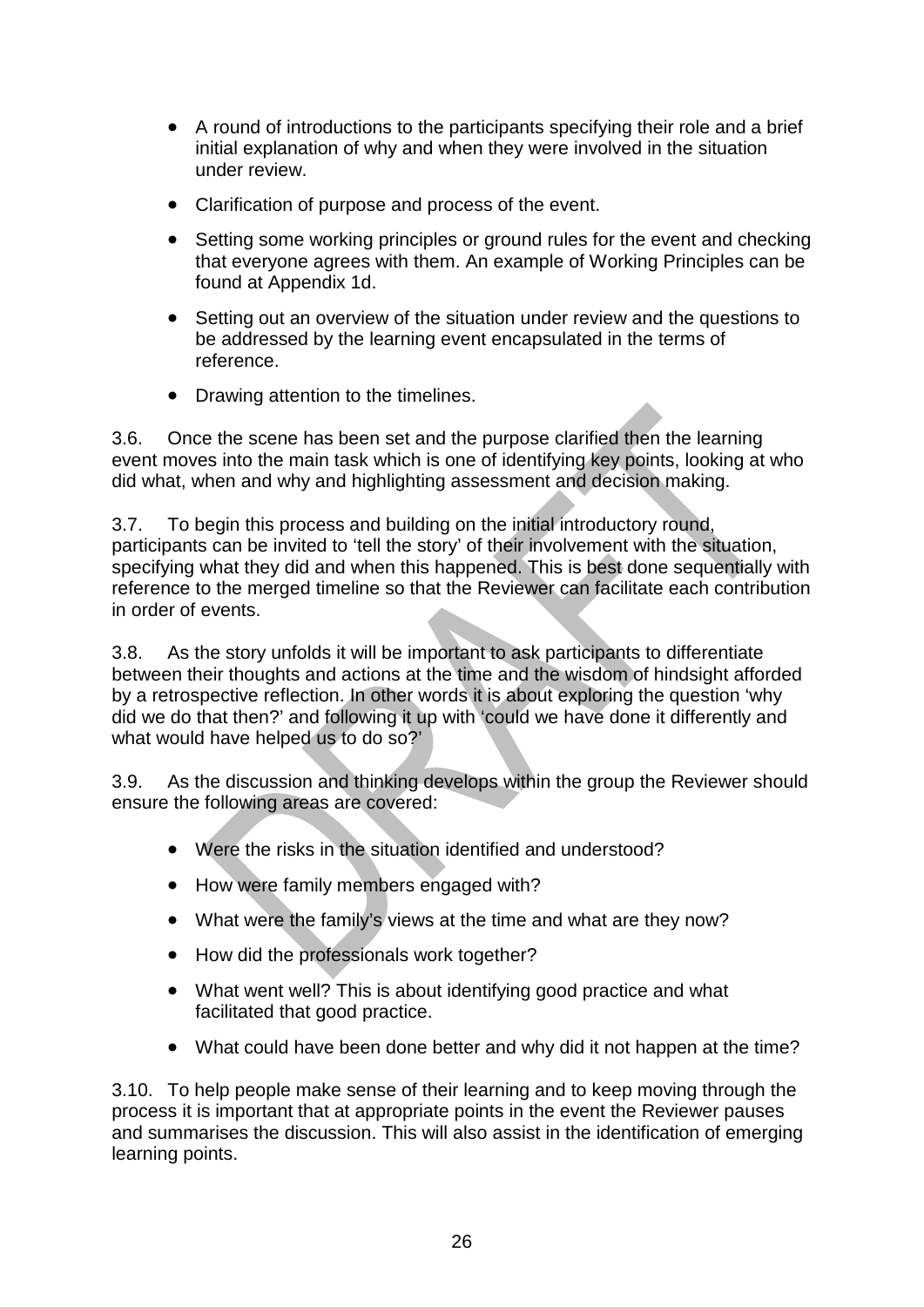- A round of introductions to the participants specifying their role and a brief initial explanation of why and when they were involved in the situation under review.
- Clarification of purpose and process of the event.
- Setting some working principles or ground rules for the event and checking that everyone agrees with them. An example of Working Principles can be found at Appendix 1d.
- Setting out an overview of the situation under review and the questions to be addressed by the learning event encapsulated in the terms of reference.
- Drawing attention to the timelines.

3.6. Once the scene has been set and the purpose clarified then the learning event moves into the main task which is one of identifying key points, looking at who did what, when and why and highlighting assessment and decision making.

3.7. To begin this process and building on the initial introductory round, participants can be invited to 'tell the story' of their involvement with the situation, specifying what they did and when this happened. This is best done sequentially with reference to the merged timeline so that the Reviewer can facilitate each contribution in order of events.

3.8. As the story unfolds it will be important to ask participants to differentiate between their thoughts and actions at the time and the wisdom of hindsight afforded by a retrospective reflection. In other words it is about exploring the question 'why did we do that then?' and following it up with 'could we have done it differently and what would have helped us to do so?'

3.9. As the discussion and thinking develops within the group the Reviewer should ensure the following areas are covered:

- Were the risks in the situation identified and understood?
- How were family members engaged with?
- What were the family's views at the time and what are they now?
- How did the professionals work together?
- What went well? This is about identifying good practice and what facilitated that good practice.
- What could have been done better and why did it not happen at the time?

3.10. To help people make sense of their learning and to keep moving through the process it is important that at appropriate points in the event the Reviewer pauses and summarises the discussion. This will also assist in the identification of emerging learning points.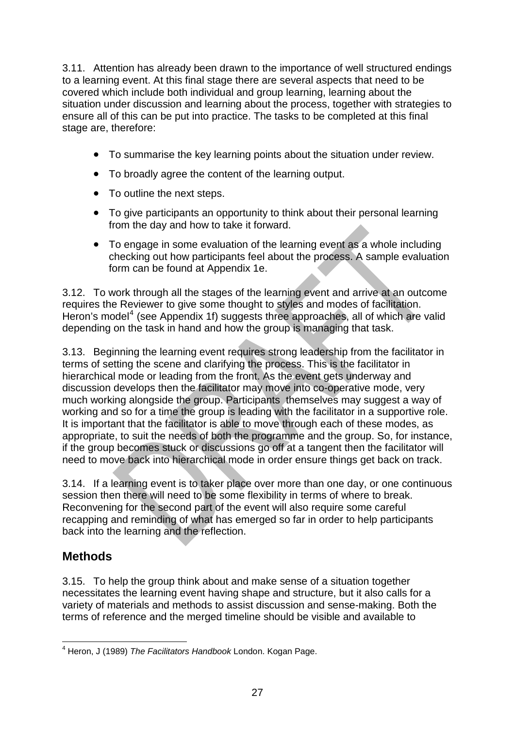3.11. Attention has already been drawn to the importance of well structured endings to a learning event. At this final stage there are several aspects that need to be covered which include both individual and group learning, learning about the situation under discussion and learning about the process, together with strategies to ensure all of this can be put into practice. The tasks to be completed at this final stage are, therefore:

- To summarise the key learning points about the situation under review.
- To broadly agree the content of the learning output.
- To outline the next steps.
- To give participants an opportunity to think about their personal learning from the day and how to take it forward.
- To engage in some evaluation of the learning event as a whole including checking out how participants feel about the process. A sample evaluation form can be found at Appendix 1e.

3.12. To work through all the stages of the learning event and arrive at an outcome requires the Reviewer to give some thought to styles and modes of facilitation. Heron's model[4] (see Appendix 1f) suggests three approaches, all of which are valid depending on the task in hand and how the group is managing that task.

3.13. Beginning the learning event requires strong leadership from the facilitator in terms of setting the scene and clarifying the process. This is the facilitator in hierarchical mode or leading from the front. As the event gets underway and discussion develops then the facilitator may move into co-operative mode, very much working alongside the group. Participants themselves may suggest a way of working and so for a time the group is leading with the facilitator in a supportive role. It is important that the facilitator is able to move through each of these modes, as appropriate, to suit the needs of both the programme and the group. So, for instance, if the group becomes stuck or discussions go off at a tangent then the facilitator will need to move back into hierarchical mode in order ensure things get back on track.

3.14. If a learning event is to taker place over more than one day, or one continuous session then there will need to be some flexibility in terms of where to break. Reconvening for the second part of the event will also require some careful recapping and reminding of what has emerged so far in order to help participants back into the learning and the reflection.

## Methods

3.15. To help the group think about and make sense of a situation together necessitates the learning event having shape and structure, but it also calls for a variety of materials and methods to assist discussion and sense-making. Both the terms of reference and the merged timeline should be visible and available to

---

[4] Heron, J (1989) *The Facilitators Handbook* London. Kogan Page.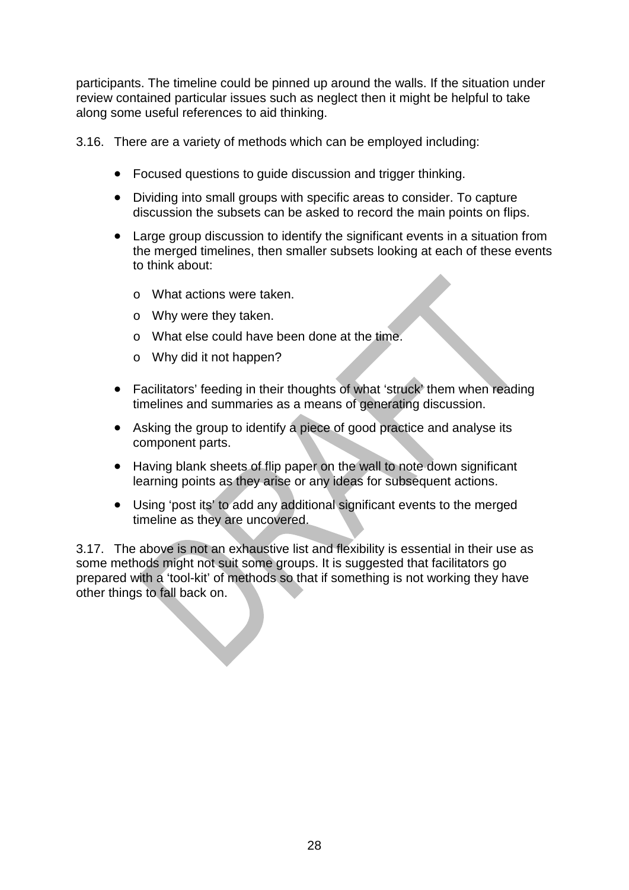participants. The timeline could be pinned up around the walls. If the situation under review contained particular issues such as neglect then it might be helpful to take along some useful references to aid thinking.

3.16. There are a variety of methods which can be employed including:

- Focused questions to guide discussion and trigger thinking.
- Dividing into small groups with specific areas to consider. To capture discussion the subsets can be asked to record the main points on flips.
- Large group discussion to identify the significant events in a situation from the merged timelines, then smaller subsets looking at each of these events to think about:
    - What actions were taken.
    - Why were they taken.
    - What else could have been done at the time.
    - Why did it not happen?
- Facilitators' feeding in their thoughts of what 'struck' them when reading timelines and summaries as a means of generating discussion.
- Asking the group to identify a piece of good practice and analyse its component parts.
- Having blank sheets of flip paper on the wall to note down significant learning points as they arise or any ideas for subsequent actions.
- Using 'post its' to add any additional significant events to the merged timeline as they are uncovered.

3.17. The above is not an exhaustive list and flexibility is essential in their use as some methods might not suit some groups. It is suggested that facilitators go prepared with a 'tool-kit' of methods so that if something is not working they have other things to fall back on.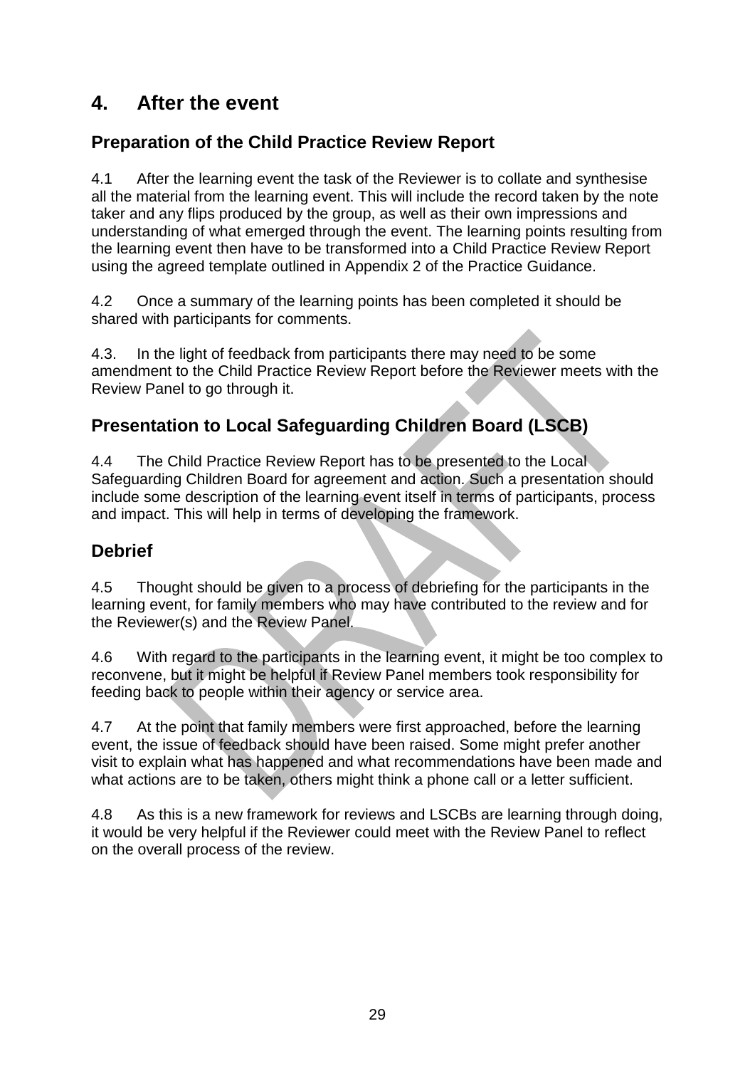# 4. After the event

## Preparation of the Child Practice Review Report

4.1 After the learning event the task of the Reviewer is to collate and synthesise all the material from the learning event. This will include the record taken by the note taker and any flips produced by the group, as well as their own impressions and understanding of what emerged through the event. The learning points resulting from the learning event then have to be transformed into a Child Practice Review Report using the agreed template outlined in Appendix 2 of the Practice Guidance.

4.2 Once a summary of the learning points has been completed it should be shared with participants for comments.

4.3. In the light of feedback from participants there may need to be some amendment to the Child Practice Review Report before the Reviewer meets with the Review Panel to go through it.

## Presentation to Local Safeguarding Children Board (LSCB)

4.4 The Child Practice Review Report has to be presented to the Local Safeguarding Children Board for agreement and action. Such a presentation should include some description of the learning event itself in terms of participants, process and impact. This will help in terms of developing the framework.

## Debrief

4.5 Thought should be given to a process of debriefing for the participants in the learning event, for family members who may have contributed to the review and for the Reviewer(s) and the Review Panel.

4.6 With regard to the participants in the learning event, it might be too complex to reconvene, but it might be helpful if Review Panel members took responsibility for feeding back to people within their agency or service area.

4.7 At the point that family members were first approached, before the learning event, the issue of feedback should have been raised. Some might prefer another visit to explain what has happened and what recommendations have been made and what actions are to be taken, others might think a phone call or a letter sufficient.

4.8 As this is a new framework for reviews and LSCBs are learning through doing, it would be very helpful if the Reviewer could meet with the Review Panel to reflect on the overall process of the review.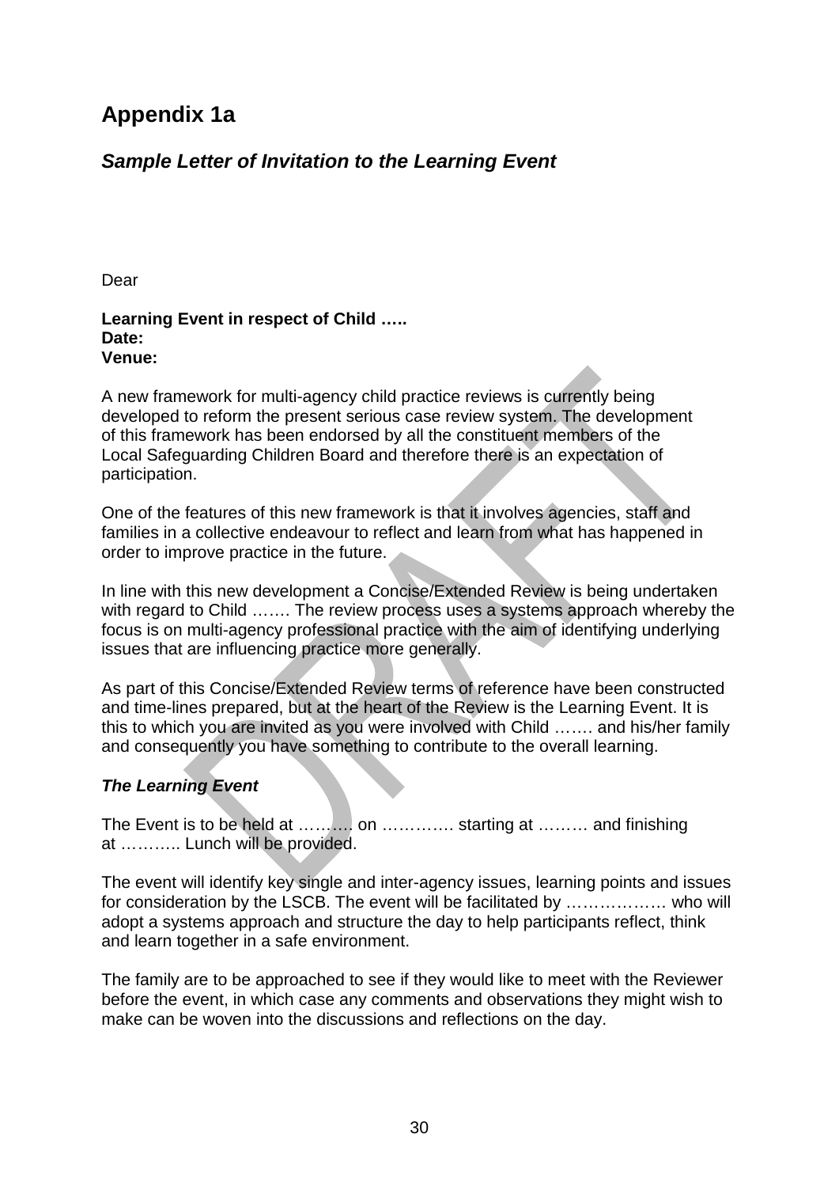# Appendix 1a

## *Sample Letter of Invitation to the Learning Event*

Dear

**Learning Event in respect of Child …..**
**Date:**
**Venue:**

A new framework for multi-agency child practice reviews is currently being developed to reform the present serious case review system. The development of this framework has been endorsed by all the constituent members of the Local Safeguarding Children Board and therefore there is an expectation of participation.

One of the features of this new framework is that it involves agencies, staff and families in a collective endeavour to reflect and learn from what has happened in order to improve practice in the future.

In line with this new development a Concise/Extended Review is being undertaken with regard to Child ……. The review process uses a systems approach whereby the focus is on multi-agency professional practice with the aim of identifying underlying issues that are influencing practice more generally.

As part of this Concise/Extended Review terms of reference have been constructed and time-lines prepared, but at the heart of the Review is the Learning Event. It is this to which you are invited as you were involved with Child ……. and his/her family and consequently you have something to contribute to the overall learning.

### *The Learning Event*

The Event is to be held at ………. on …………. starting at ……… and finishing at ……….. Lunch will be provided.

The event will identify key single and inter-agency issues, learning points and issues for consideration by the LSCB. The event will be facilitated by ……………… who will adopt a systems approach and structure the day to help participants reflect, think and learn together in a safe environment.

The family are to be approached to see if they would like to meet with the Reviewer before the event, in which case any comments and observations they might wish to make can be woven into the discussions and reflections on the day.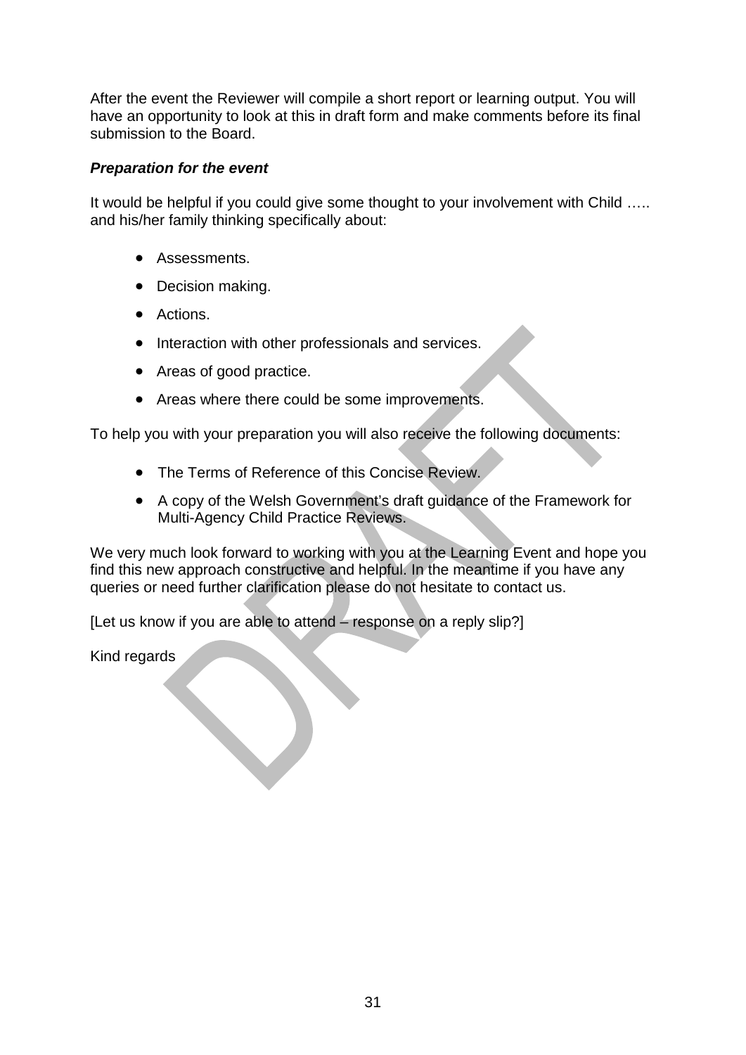After the event the Reviewer will compile a short report or learning output. You will have an opportunity to look at this in draft form and make comments before its final submission to the Board.

***Preparation for the event***

It would be helpful if you could give some thought to your involvement with Child ….. and his/her family thinking specifically about:

- Assessments.
- Decision making.
- Actions.
- Interaction with other professionals and services.
- Areas of good practice.
- Areas where there could be some improvements.

To help you with your preparation you will also receive the following documents:

- The Terms of Reference of this Concise Review.
- A copy of the Welsh Government's draft guidance of the Framework for Multi-Agency Child Practice Reviews.

We very much look forward to working with you at the Learning Event and hope you find this new approach constructive and helpful. In the meantime if you have any queries or need further clarification please do not hesitate to contact us.

[Let us know if you are able to attend – response on a reply slip?]

Kind regards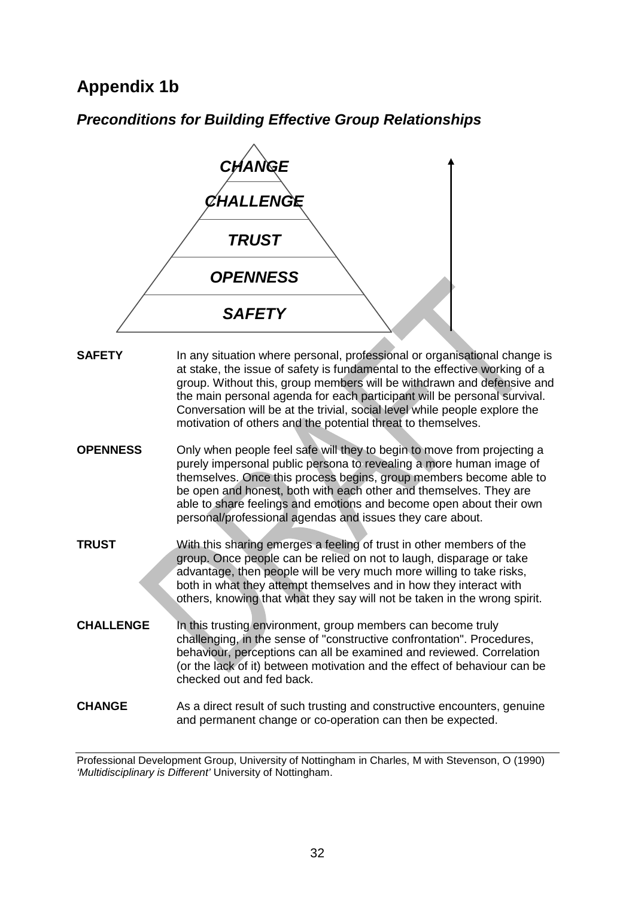## Appendix 1b

### *Preconditions for Building Effective Group Relationships*

***CHANGE***

***CHALLENGE***

***TRUST***

***OPENNESS***

***SAFETY***

**SAFETY** In any situation where personal, professional or organisational change is at stake, the issue of safety is fundamental to the effective working of a group. Without this, group members will be withdrawn and defensive and the main personal agenda for each participant will be personal survival. Conversation will be at the trivial, social level while people explore the motivation of others and the potential threat to themselves.

**OPENNESS** Only when people feel safe will they to begin to move from projecting a purely impersonal public persona to revealing a more human image of themselves. Once this process begins, group members become able to be open and honest, both with each other and themselves. They are able to share feelings and emotions and become open about their own personal/professional agendas and issues they care about.

**TRUST** With this sharing emerges a feeling of trust in other members of the group. Once people can be relied on not to laugh, disparage or take advantage, then people will be very much more willing to take risks, both in what they attempt themselves and in how they interact with others, knowing that what they say will not be taken in the wrong spirit.

**CHALLENGE** In this trusting environment, group members can become truly challenging, in the sense of "constructive confrontation". Procedures, behaviour, perceptions can all be examined and reviewed. Correlation (or the lack of it) between motivation and the effect of behaviour can be checked out and fed back.

**CHANGE** As a direct result of such trusting and constructive encounters, genuine and permanent change or co-operation can then be expected.

---

Professional Development Group, University of Nottingham in Charles, M with Stevenson, O (1990) *'Multidisciplinary is Different'* University of Nottingham.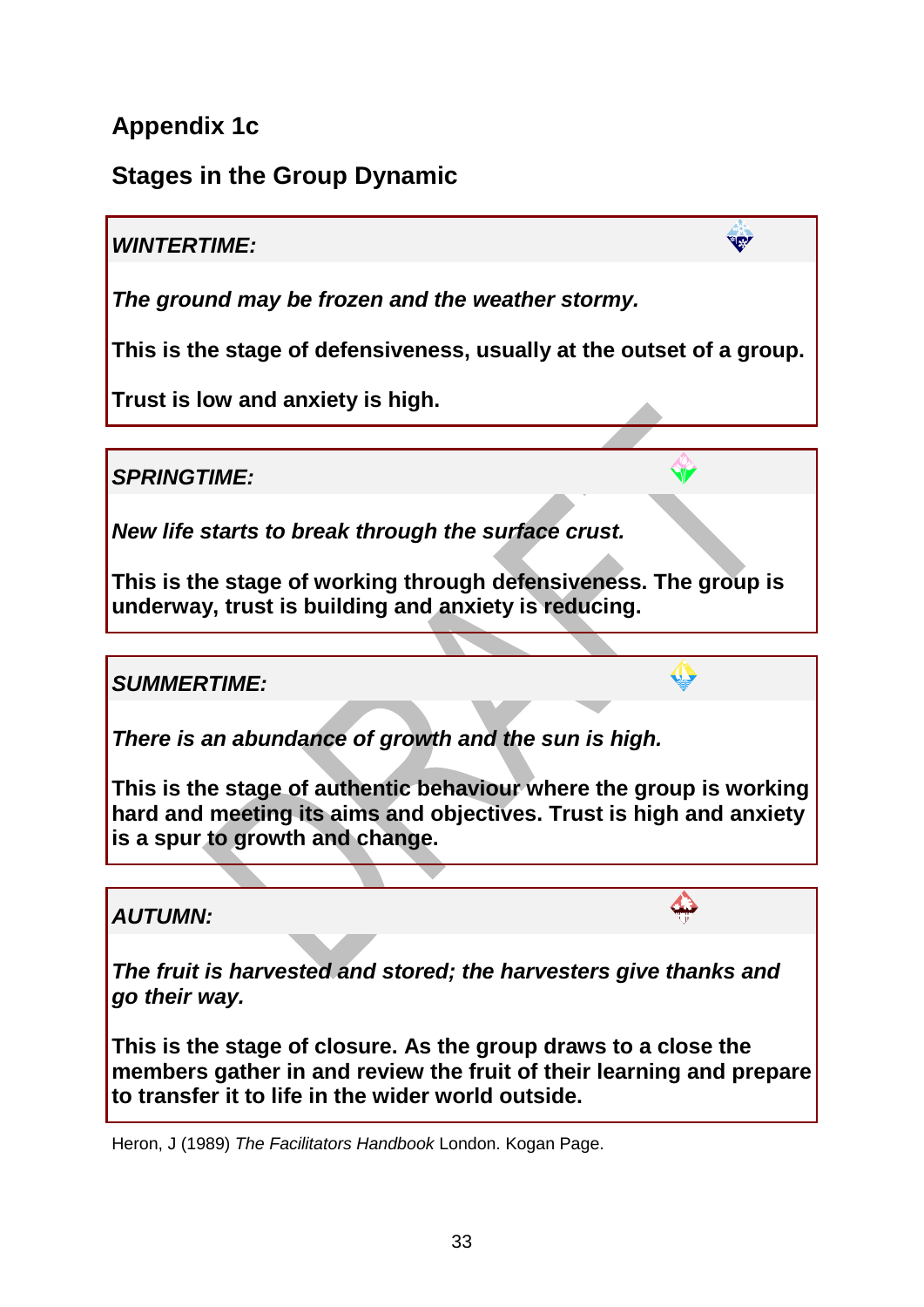## Appendix 1c

## Stages in the Group Dynamic

***WINTERTIME:***

***The ground may be frozen and the weather stormy.***

**This is the stage of defensiveness, usually at the outset of a group.**

**Trust is low and anxiety is high.**

***SPRINGTIME:***

***New life starts to break through the surface crust.***

**This is the stage of working through defensiveness. The group is underway, trust is building and anxiety is reducing.**

***SUMMERTIME:***

***There is an abundance of growth and the sun is high.***

**This is the stage of authentic behaviour where the group is working hard and meeting its aims and objectives. Trust is high and anxiety is a spur to growth and change.**

***AUTUMN:***

***The fruit is harvested and stored; the harvesters give thanks and go their way.***

**This is the stage of closure. As the group draws to a close the members gather in and review the fruit of their learning and prepare to transfer it to life in the wider world outside.**

Heron, J (1989) *The Facilitators Handbook* London. Kogan Page.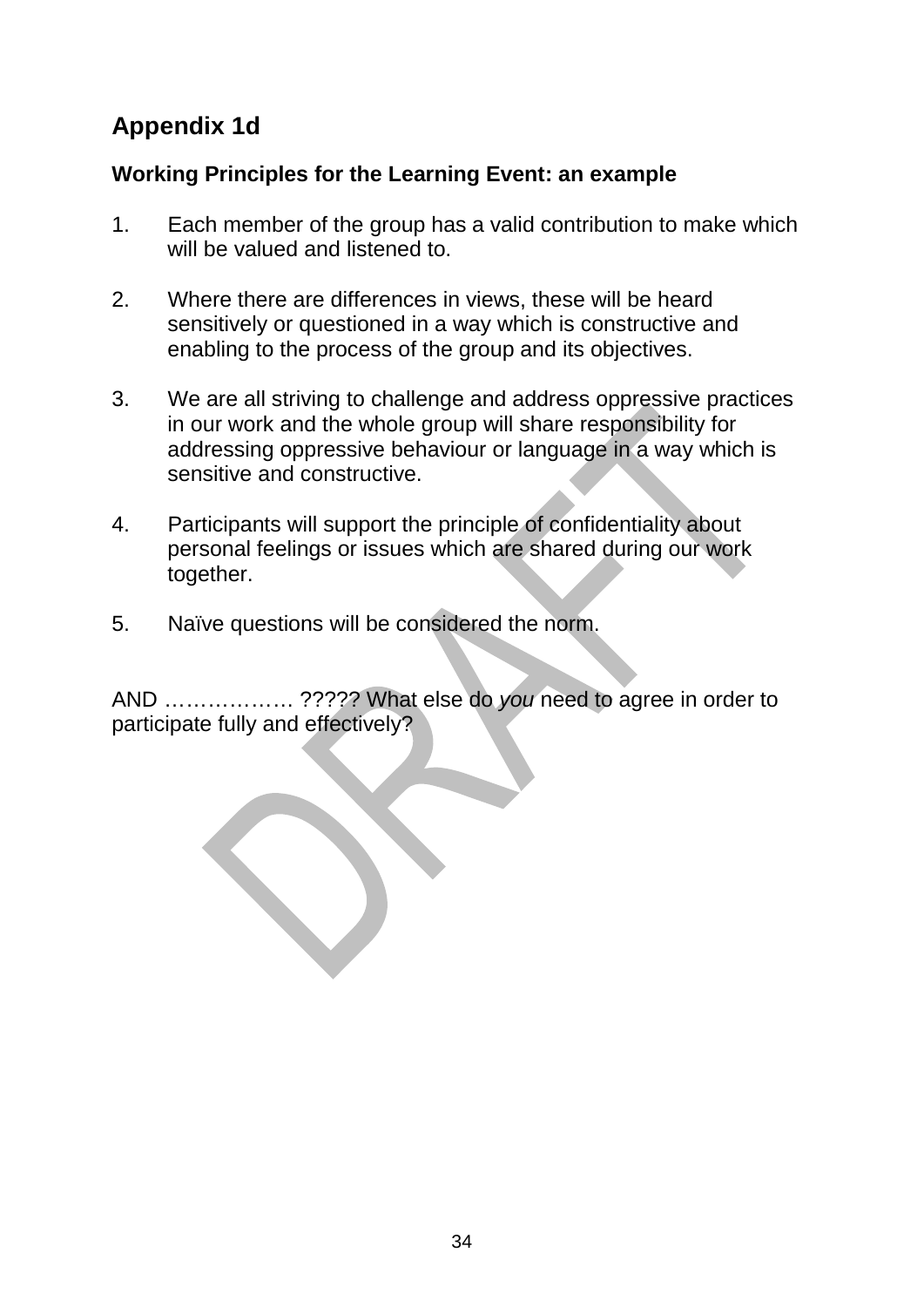## Appendix 1d

### Working Principles for the Learning Event: an example

1. Each member of the group has a valid contribution to make which will be valued and listened to.

2. Where there are differences in views, these will be heard sensitively or questioned in a way which is constructive and enabling to the process of the group and its objectives.

3. We are all striving to challenge and address oppressive practices in our work and the whole group will share responsibility for addressing oppressive behaviour or language in a way which is sensitive and constructive.

4. Participants will support the principle of confidentiality about personal feelings or issues which are shared during our work together.

5. Naïve questions will be considered the norm.

AND ……………… ????? What else do *you* need to agree in order to participate fully and effectively?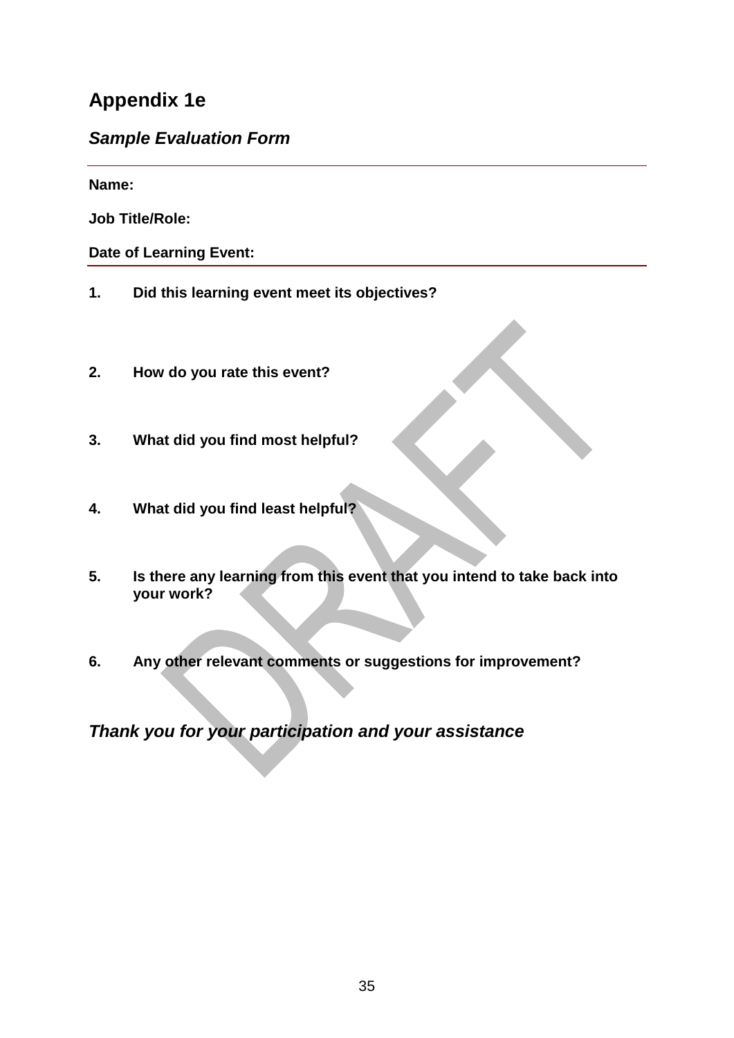# Appendix 1e

## *Sample Evaluation Form*

---

**Name:**

**Job Title/Role:**

**Date of Learning Event:**

---

**1. Did this learning event meet its objectives?**

**2. How do you rate this event?**

**3. What did you find most helpful?**

**4. What did you find least helpful?**

**5. Is there any learning from this event that you intend to take back into your work?**

**6. Any other relevant comments or suggestions for improvement?**

***Thank you for your participation and your assistance***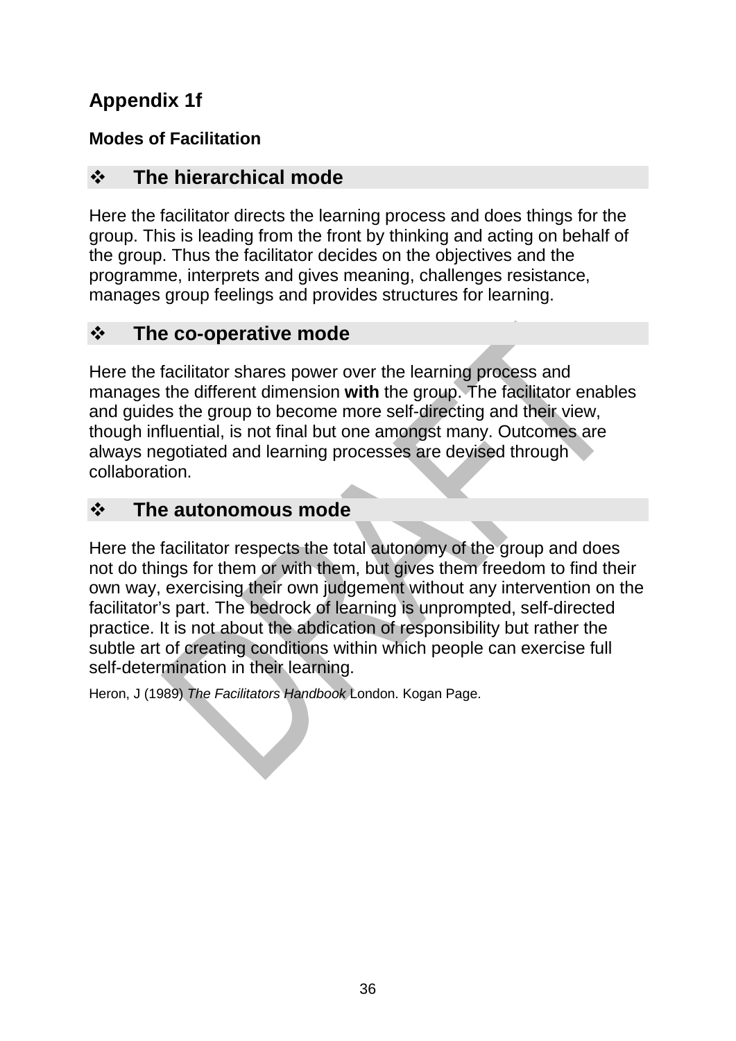# Appendix 1f

### Modes of Facilitation

## ❖ The hierarchical mode

Here the facilitator directs the learning process and does things for the group. This is leading from the front by thinking and acting on behalf of the group. Thus the facilitator decides on the objectives and the programme, interprets and gives meaning, challenges resistance, manages group feelings and provides structures for learning.

## ❖ The co-operative mode

Here the facilitator shares power over the learning process and manages the different dimension **with** the group. The facilitator enables and guides the group to become more self-directing and their view, though influential, is not final but one amongst many. Outcomes are always negotiated and learning processes are devised through collaboration.

## ❖ The autonomous mode

Here the facilitator respects the total autonomy of the group and does not do things for them or with them, but gives them freedom to find their own way, exercising their own judgement without any intervention on the facilitator's part. The bedrock of learning is unprompted, self-directed practice. It is not about the abdication of responsibility but rather the subtle art of creating conditions within which people can exercise full self-determination in their learning.

Heron, J (1989) *The Facilitators Handbook* London. Kogan Page.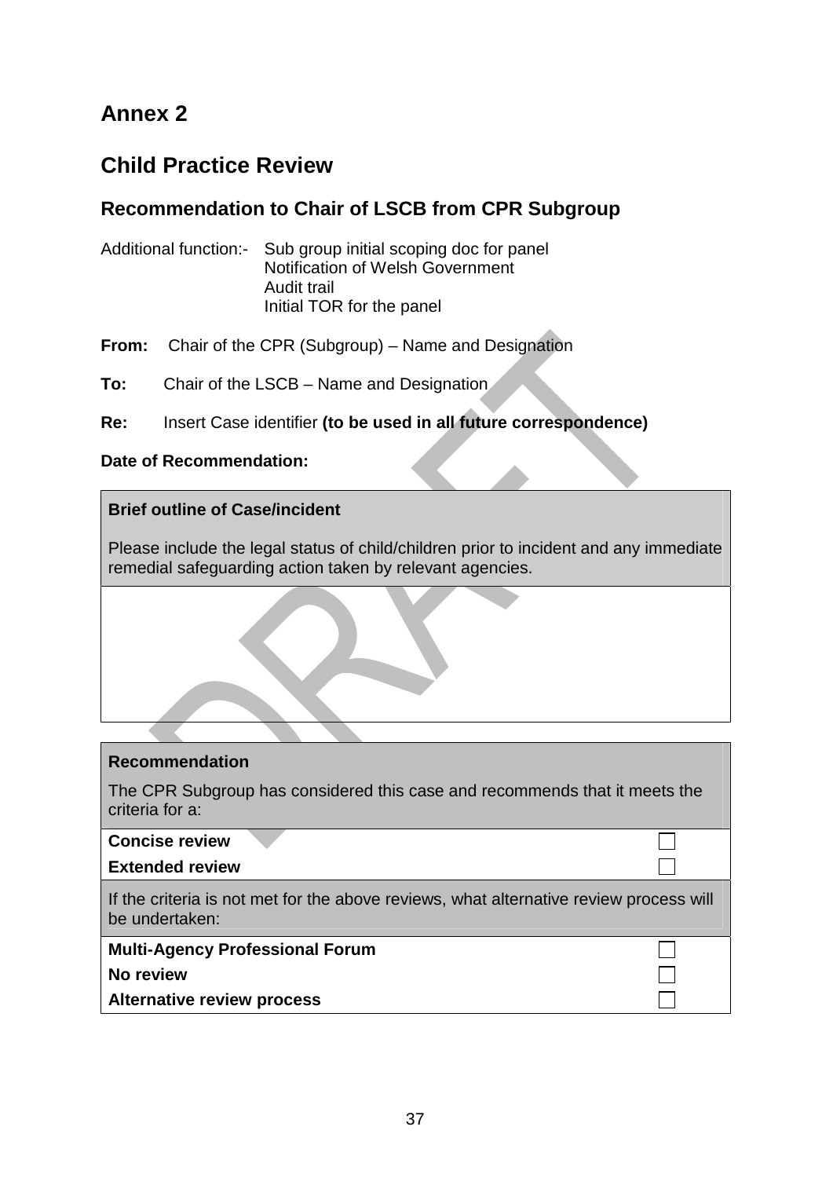## Annex 2

# Child Practice Review

### Recommendation to Chair of LSCB from CPR Subgroup

Additional function:- Sub group initial scoping doc for panel
Notification of Welsh Government
Audit trail
Initial TOR for the panel

**From:** Chair of the CPR (Subgroup) – Name and Designation

**To:** Chair of the LSCB – Name and Designation

**Re:** Insert Case identifier **(to be used in all future correspondence)**

**Date of Recommendation:**

| **Brief outline of Case/incident**<br><br>Please include the legal status of child/children prior to incident and any immediate remedial safeguarding action taken by relevant agencies. |
|---|
| |

| **Recommendation**<br><br>The CPR Subgroup has considered this case and recommends that it meets the criteria for a: | |
|---|---|
| **Concise review** | ☐ |
| **Extended review** | ☐ |
| If the criteria is not met for the above reviews, what alternative review process will be undertaken: | |
| **Multi-Agency Professional Forum** | ☐ |
| **No review** | ☐ |
| **Alternative review process** | ☐ |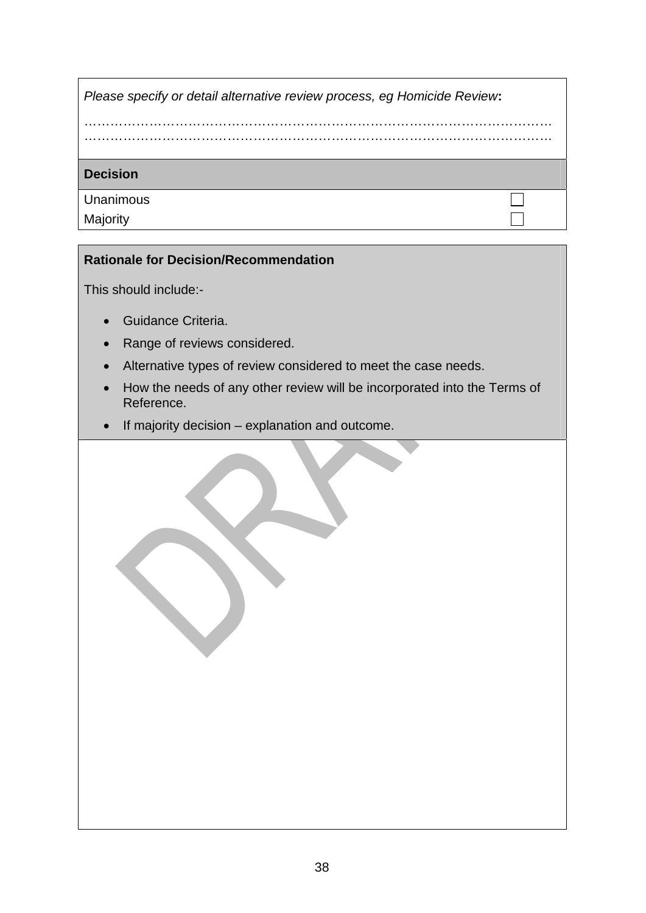*Please specify or detail alternative review process, eg Homicide Review***:**

……………………………………………………………………………………………
……………………………………………………………………………………………

| **Decision** | |
|---|---|
| Unanimous | ☐ |
| Majority | ☐ |

**Rationale for Decision/Recommendation**

This should include:-

- Guidance Criteria.
- Range of reviews considered.
- Alternative types of review considered to meet the case needs.
- How the needs of any other review will be incorporated into the Terms of Reference.
- If majority decision – explanation and outcome.

DRAFT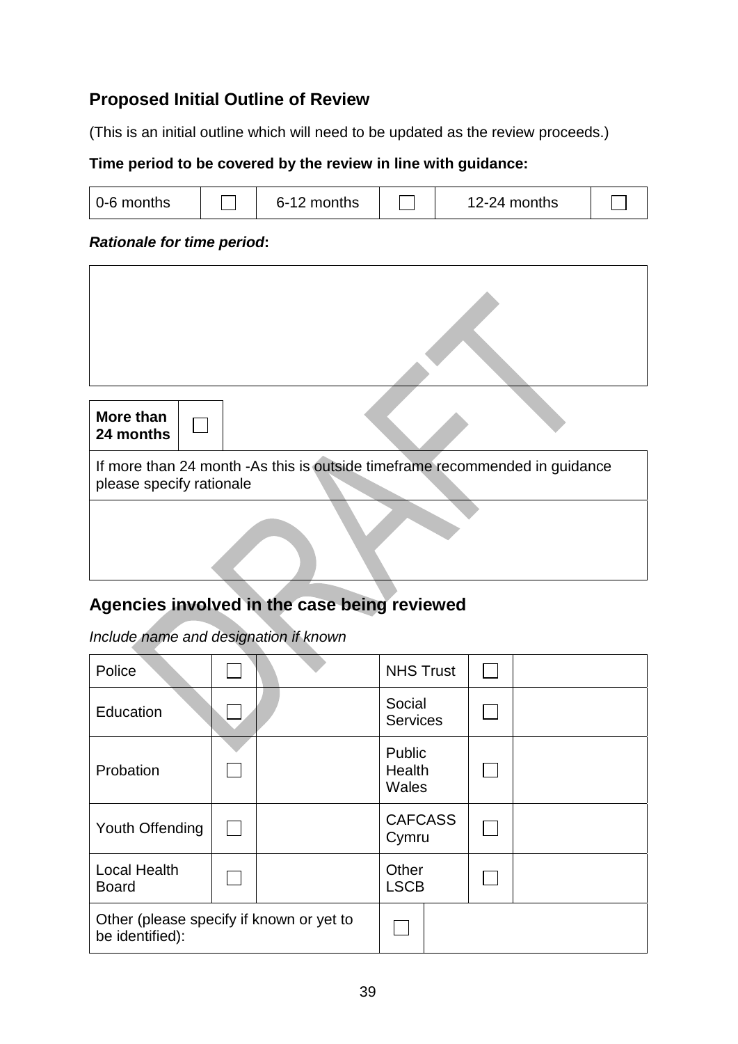## Proposed Initial Outline of Review

(This is an initial outline which will need to be updated as the review proceeds.)

**Time period to be covered by the review in line with guidance:**

| 0-6 months | ☐ | 6-12 months | ☐ | 12-24 months | ☐ |
|---|---|---|---|---|---|

***Rationale for time period*:**

| |
|---|
| |

| **More than 24 months** | ☐ |
|---|---|

| If more than 24 month -As this is outside timeframe recommended in guidance please specify rationale |
|---|
| |

## Agencies involved in the case being reviewed

*Include name and designation if known*

| Police | ☐ | | NHS Trust | ☐ | |
|---|---|---|---|---|---|
| Education | ☐ | | Social Services | ☐ | |
| Probation | ☐ | | Public Health Wales | ☐ | |
| Youth Offending | ☐ | | CAFCASS Cymru | ☐ | |
| Local Health Board | ☐ | | Other LSCB | ☐ | |
| Other (please specify if known or yet to be identified): | | | ☐ | | |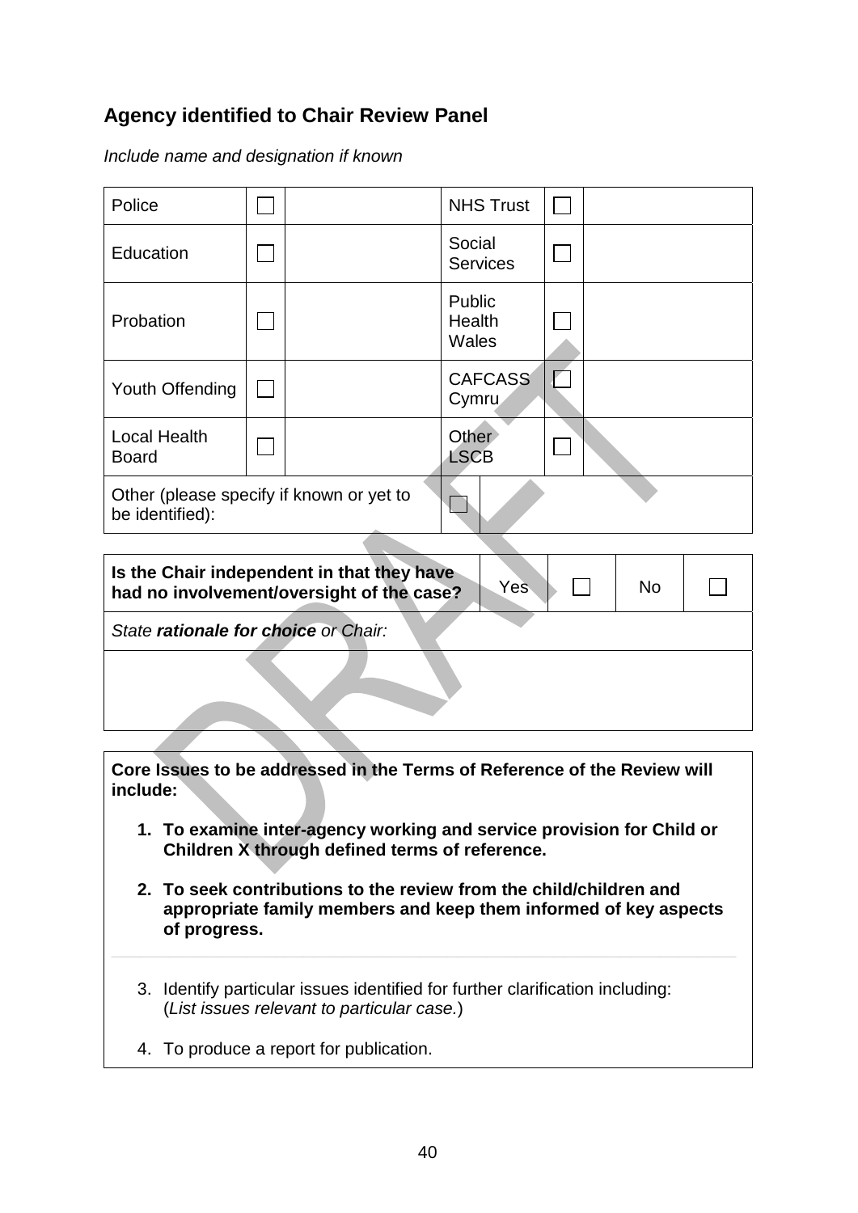## Agency identified to Chair Review Panel

*Include name and designation if known*

| Police | ☐ | | NHS Trust | ☐ | |
|---|---|---|---|---|---|
| Education | ☐ | | Social Services | ☐ | |
| Probation | ☐ | | Public Health Wales | ☐ | |
| Youth Offending | ☐ | | CAFCASS Cymru | ☐ | |
| Local Health Board | ☐ | | Other LSCB | ☐ | |
| Other (please specify if known or yet to be identified): | | | ☐ | | |

| **Is the Chair independent in that they have had no involvement/oversight of the case?** | Yes | ☐ | No | ☐ |
|---|---|---|---|---|
| *State **rationale for choice** or Chair:* | | | | |
| | | | | |

**Core Issues to be addressed in the Terms of Reference of the Review will include:**

1. **To examine inter-agency working and service provision for Child or Children X through defined terms of reference.**
2. **To seek contributions to the review from the child/children and appropriate family members and keep them informed of key aspects of progress.**
3. Identify particular issues identified for further clarification including: (*List issues relevant to particular case.*)
4. To produce a report for publication.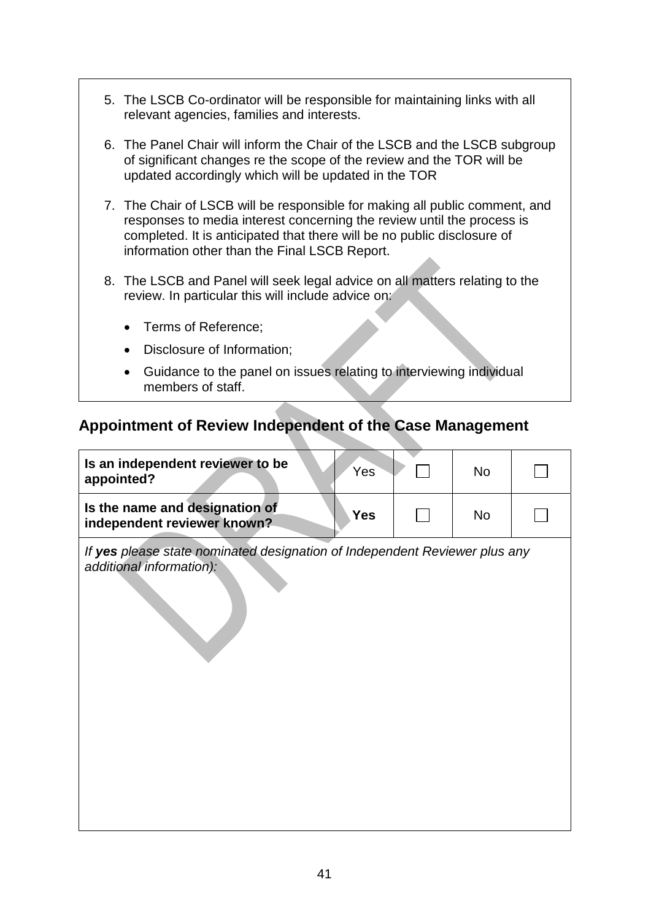5. The LSCB Co-ordinator will be responsible for maintaining links with all relevant agencies, families and interests.

6. The Panel Chair will inform the Chair of the LSCB and the LSCB subgroup of significant changes re the scope of the review and the TOR will be updated accordingly which will be updated in the TOR

7. The Chair of LSCB will be responsible for making all public comment, and responses to media interest concerning the review until the process is completed. It is anticipated that there will be no public disclosure of information other than the Final LSCB Report.

8. The LSCB and Panel will seek legal advice on all matters relating to the review. In particular this will include advice on:

    - Terms of Reference;
    - Disclosure of Information;
    - Guidance to the panel on issues relating to interviewing individual members of staff.

## Appointment of Review Independent of the Case Management

| | | | | |
|---|---|---|---|---|
| **Is an independent reviewer to be appointed?** | Yes | ☐ | No | ☐ |
| **Is the name and designation of independent reviewer known?** | **Yes** | ☐ | No | ☐ |
| *If **yes** please state nominated designation of Independent Reviewer plus any additional information):* | | | | |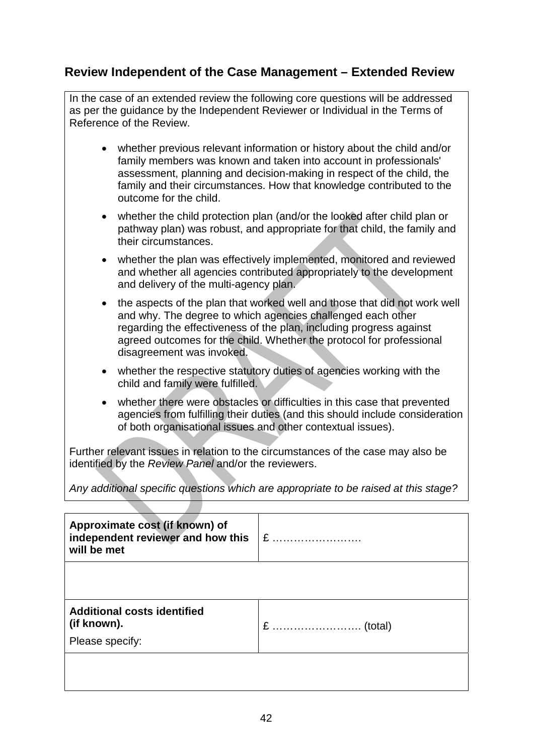## Review Independent of the Case Management – Extended Review

In the case of an extended review the following core questions will be addressed as per the guidance by the Independent Reviewer or Individual in the Terms of Reference of the Review.

- whether previous relevant information or history about the child and/or family members was known and taken into account in professionals' assessment, planning and decision-making in respect of the child, the family and their circumstances. How that knowledge contributed to the outcome for the child.
- whether the child protection plan (and/or the looked after child plan or pathway plan) was robust, and appropriate for that child, the family and their circumstances.
- whether the plan was effectively implemented, monitored and reviewed and whether all agencies contributed appropriately to the development and delivery of the multi-agency plan.
- the aspects of the plan that worked well and those that did not work well and why. The degree to which agencies challenged each other regarding the effectiveness of the plan, including progress against agreed outcomes for the child. Whether the protocol for professional disagreement was invoked.
- whether the respective statutory duties of agencies working with the child and family were fulfilled.
- whether there were obstacles or difficulties in this case that prevented agencies from fulfilling their duties (and this should include consideration of both organisational issues and other contextual issues).

Further relevant issues in relation to the circumstances of the case may also be identified by the *Review Panel* and/or the reviewers.

*Any additional specific questions which are appropriate to be raised at this stage?*

| **Approximate cost (if known) of independent reviewer and how this will be met** | £ ……………………. |
|---|---|
| | |
| **Additional costs identified (if known).** Please specify: | £ ……………………. (total) |
| | |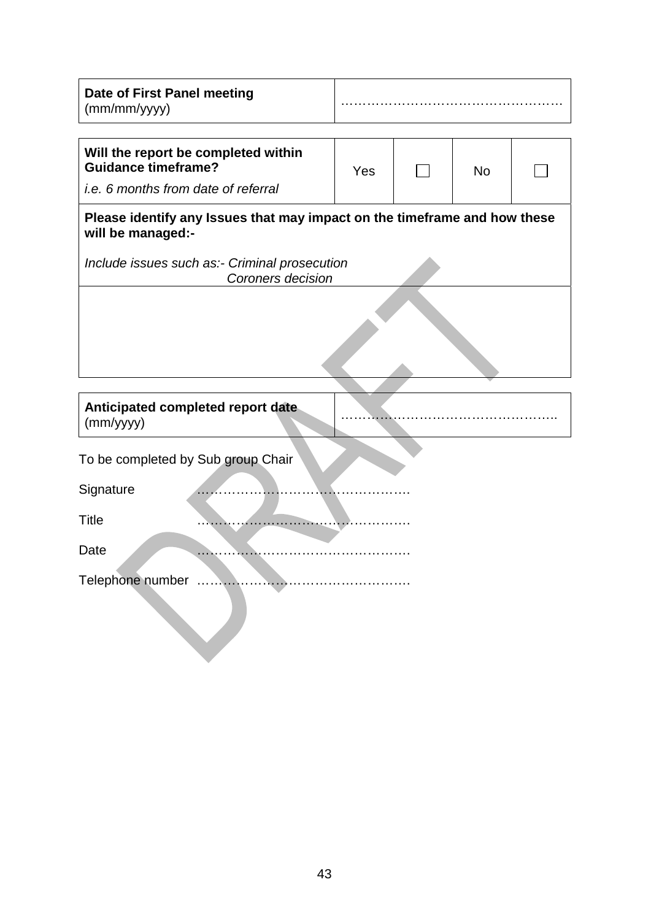| **Date of First Panel meeting** (mm/mm/yyyy) | ……………………………………………. |
|---|---|

| **Will the report be completed within Guidance timeframe?** *i.e. 6 months from date of referral* | Yes | ☐ | No | ☐ |
|---|---|---|---|---|
| **Please identify any Issues that may impact on the timeframe and how these will be managed:-** *Include issues such as:- Criminal prosecution, Coroners decision* | | | | |
| | | | | |

| **Anticipated completed report date** (mm/yyyy) | …………………………………………….. |
|---|---|

To be completed by Sub group Chair

Signature ………………………………………….

Title ………………………………………….

Date ………………………………………….

Telephone number ………………………………………….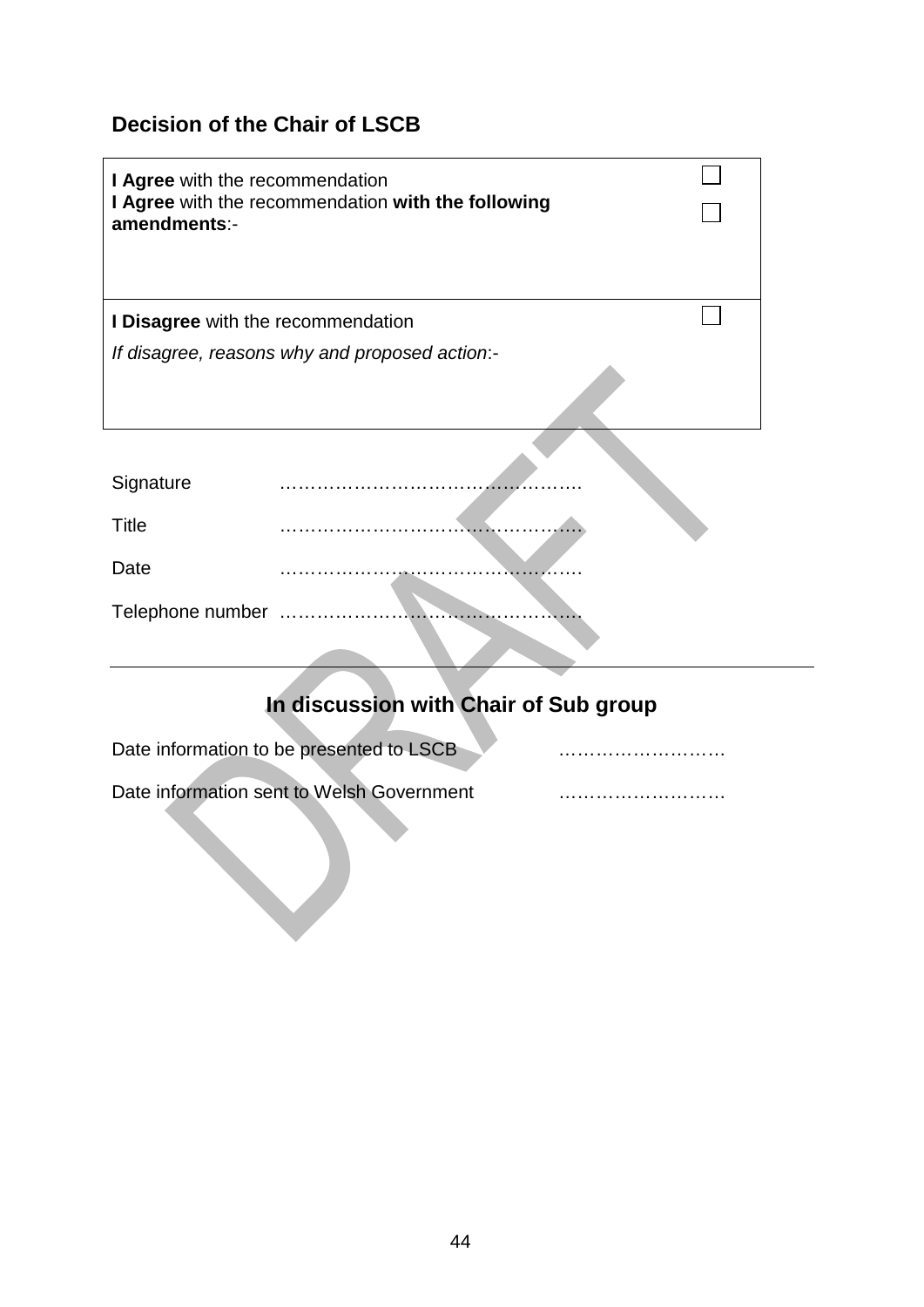## Decision of the Chair of LSCB

| | |
|---|---|
| **I Agree** with the recommendation<br>**I Agree** with the recommendation **with the following amendments**:- | ☐<br>☐ |
| **I Disagree** with the recommendation<br>*If disagree, reasons why and proposed action*:- | ☐ |

Signature ………………………………………….

Title ………………………………………….

Date ………………………………………….

Telephone number ………………………………………….

---

## In discussion with Chair of Sub group

Date information to be presented to LSCB ………………………

Date information sent to Welsh Government ………………………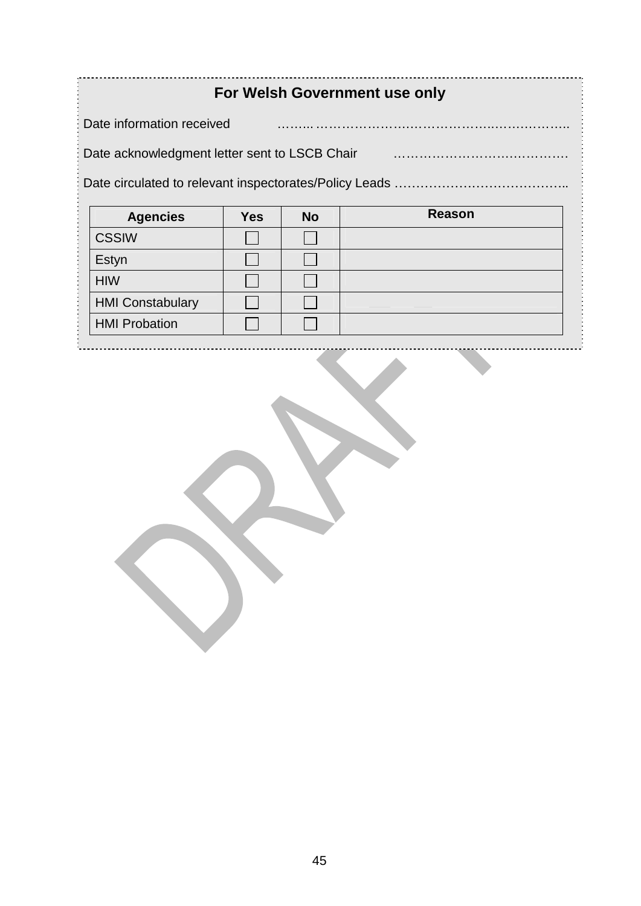**For Welsh Government use only**

Date information received ……... …………………….……………..……………..

Date acknowledgment letter sent to LSCB Chair ………………………………….

Date circulated to relevant inspectorates/Policy Leads …………………………………..

| Agencies | Yes | No | Reason |
|---|---|---|---|
| CSSIW | ☐ | ☐ | |
| Estyn | ☐ | ☐ | |
| HIW | ☐ | ☐ | |
| HMI Constabulary | ☐ | ☐ | |
| HMI Probation | ☐ | ☐ | |

DRAFT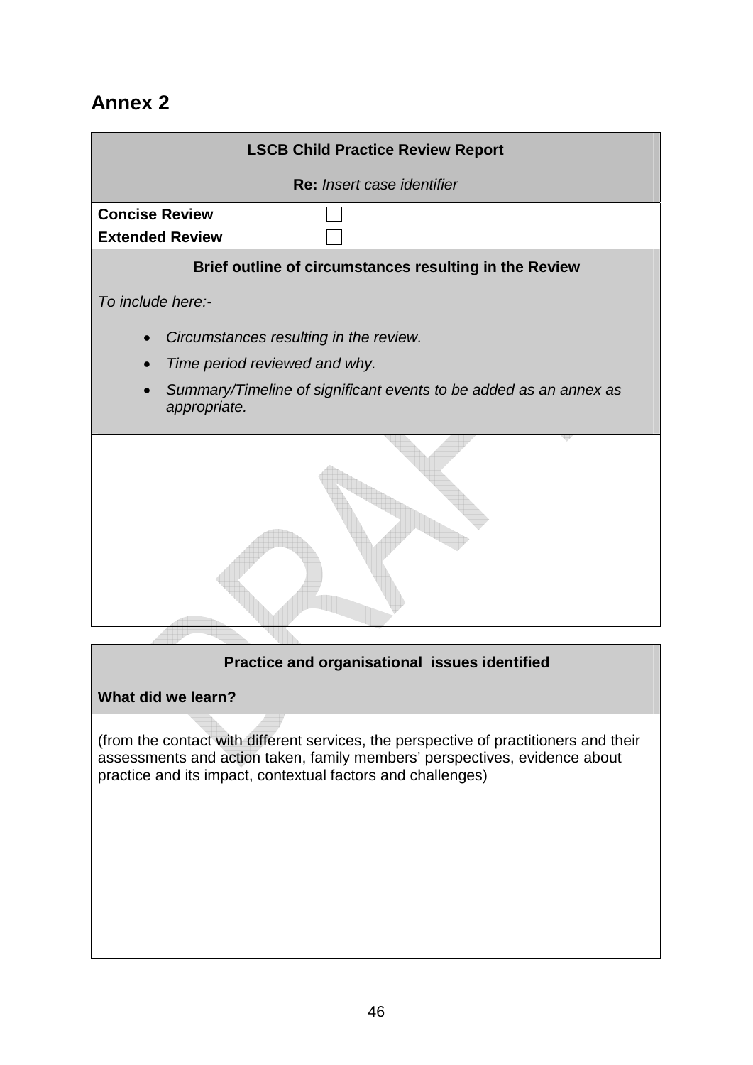## Annex 2

**LSCB Child Practice Review Report**

**Re:** *Insert case identifier*

| | |
|---|---|
| **Concise Review** | ☐ |
| **Extended Review** | ☐ |

**Brief outline of circumstances resulting in the Review**

*To include here:-*

- *Circumstances resulting in the review.*
- *Time period reviewed and why.*
- *Summary/Timeline of significant events to be added as an annex as appropriate.*

**Practice and organisational issues identified**

**What did we learn?**

(from the contact with different services, the perspective of practitioners and their assessments and action taken, family members' perspectives, evidence about practice and its impact, contextual factors and challenges)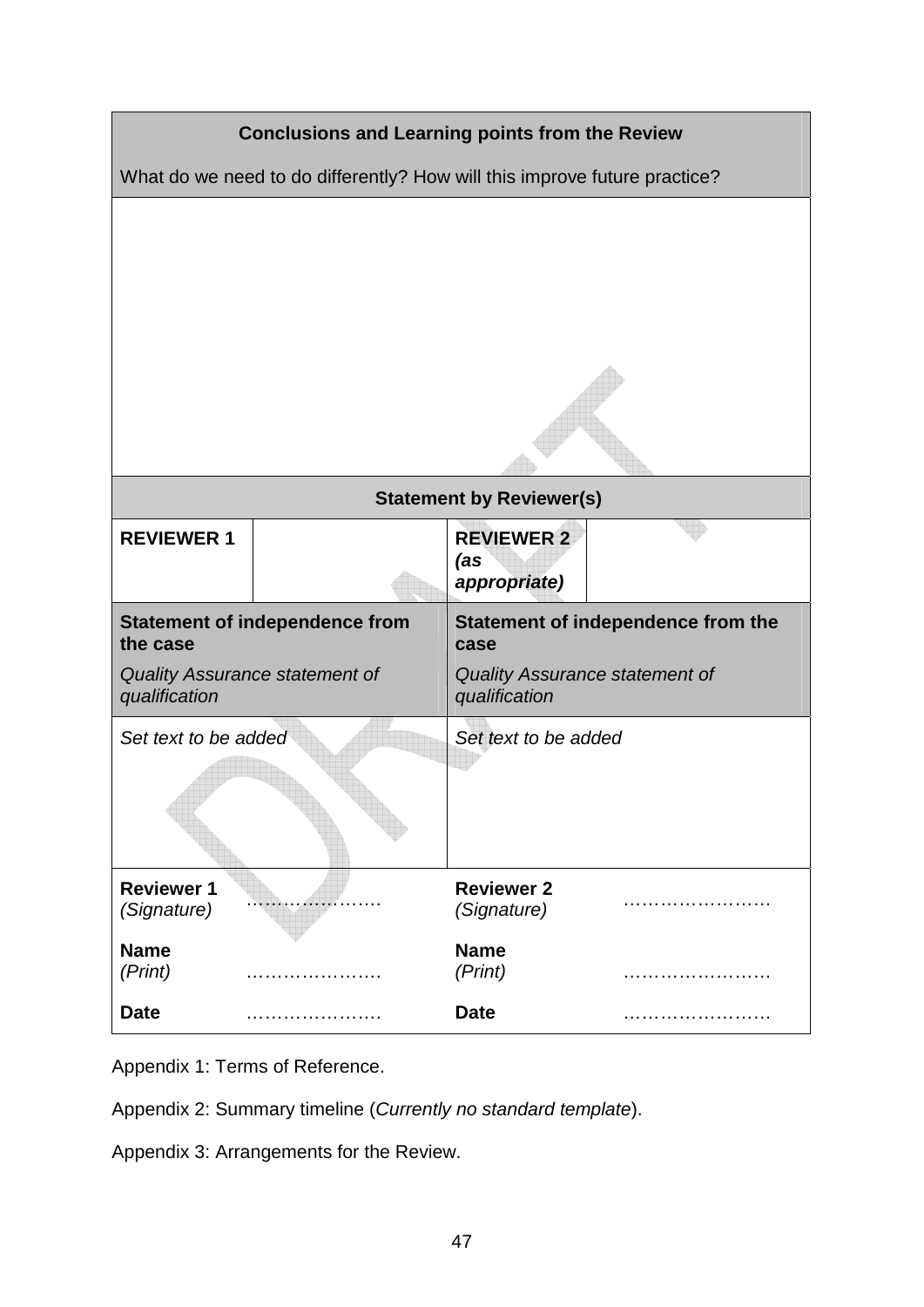| **Conclusions and Learning points from the Review** |
|---|
| What do we need to do differently? How will this improve future practice? |
| |

| **Statement by Reviewer(s)** | | | |
|---|---|---|---|
| **REVIEWER 1** | | **REVIEWER 2** ***(as appropriate)*** | |
| **Statement of independence from the case** *Quality Assurance statement of qualification* | | **Statement of independence from the case** *Quality Assurance statement of qualification* | |
| *Set text to be added* | | *Set text to be added* | |
| **Reviewer 1** *(Signature)* | …………………. | **Reviewer 2** *(Signature)* | ……………………. |
| **Name** *(Print)* | …………………. | **Name** *(Print)* | ……………………. |
| **Date** | …………………. | **Date** | ……………………. |

Appendix 1: Terms of Reference.

Appendix 2: Summary timeline (*Currently no standard template*).

Appendix 3: Arrangements for the Review.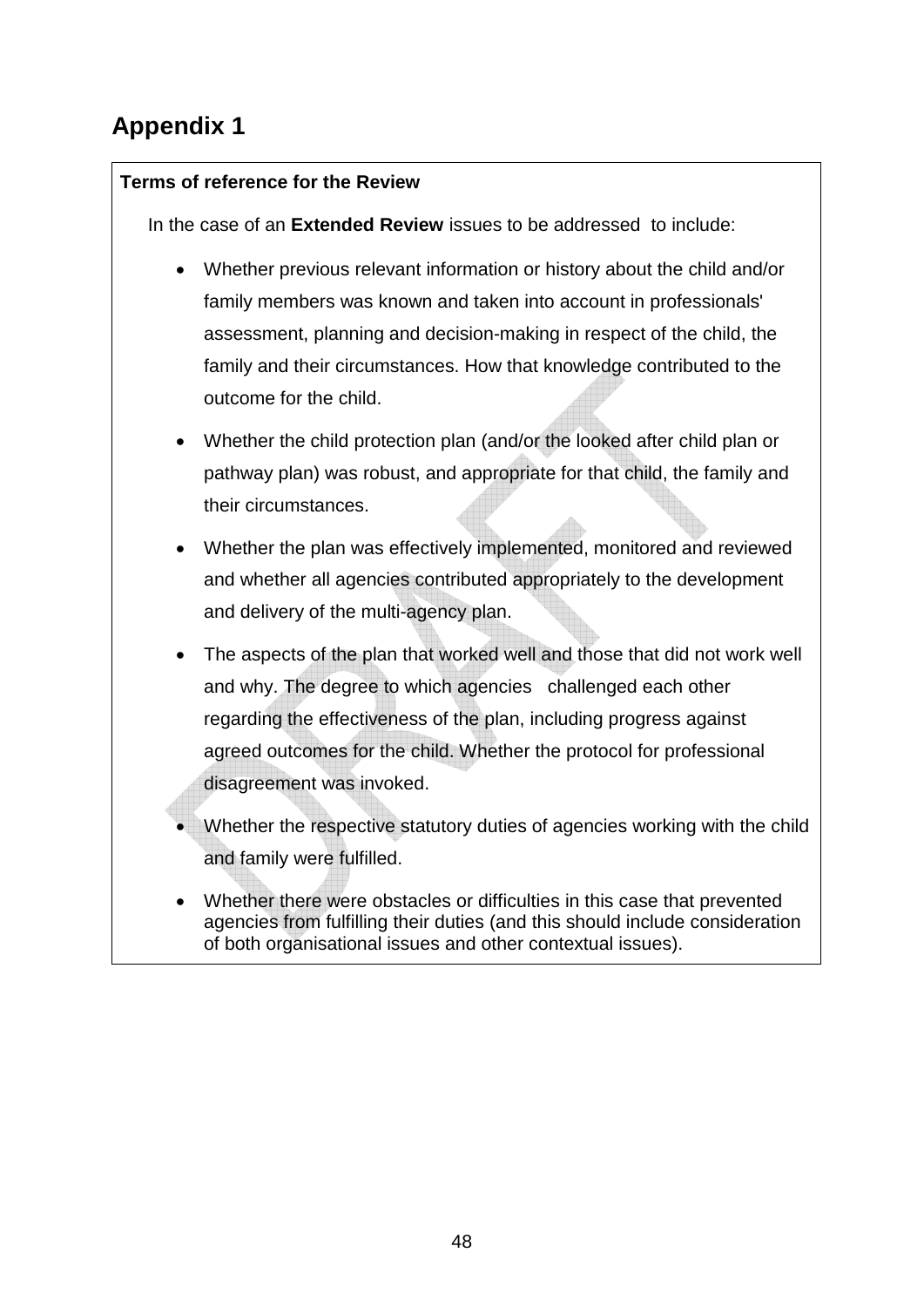# Appendix 1

**Terms of reference for the Review**

In the case of an **Extended Review** issues to be addressed to include:

- Whether previous relevant information or history about the child and/or family members was known and taken into account in professionals' assessment, planning and decision-making in respect of the child, the family and their circumstances. How that knowledge contributed to the outcome for the child.
- Whether the child protection plan (and/or the looked after child plan or pathway plan) was robust, and appropriate for that child, the family and their circumstances.
- Whether the plan was effectively implemented, monitored and reviewed and whether all agencies contributed appropriately to the development and delivery of the multi-agency plan.
- The aspects of the plan that worked well and those that did not work well and why. The degree to which agencies challenged each other regarding the effectiveness of the plan, including progress against agreed outcomes for the child. Whether the protocol for professional disagreement was invoked.
- Whether the respective statutory duties of agencies working with the child and family were fulfilled.
- Whether there were obstacles or difficulties in this case that prevented agencies from fulfilling their duties (and this should include consideration of both organisational issues and other contextual issues).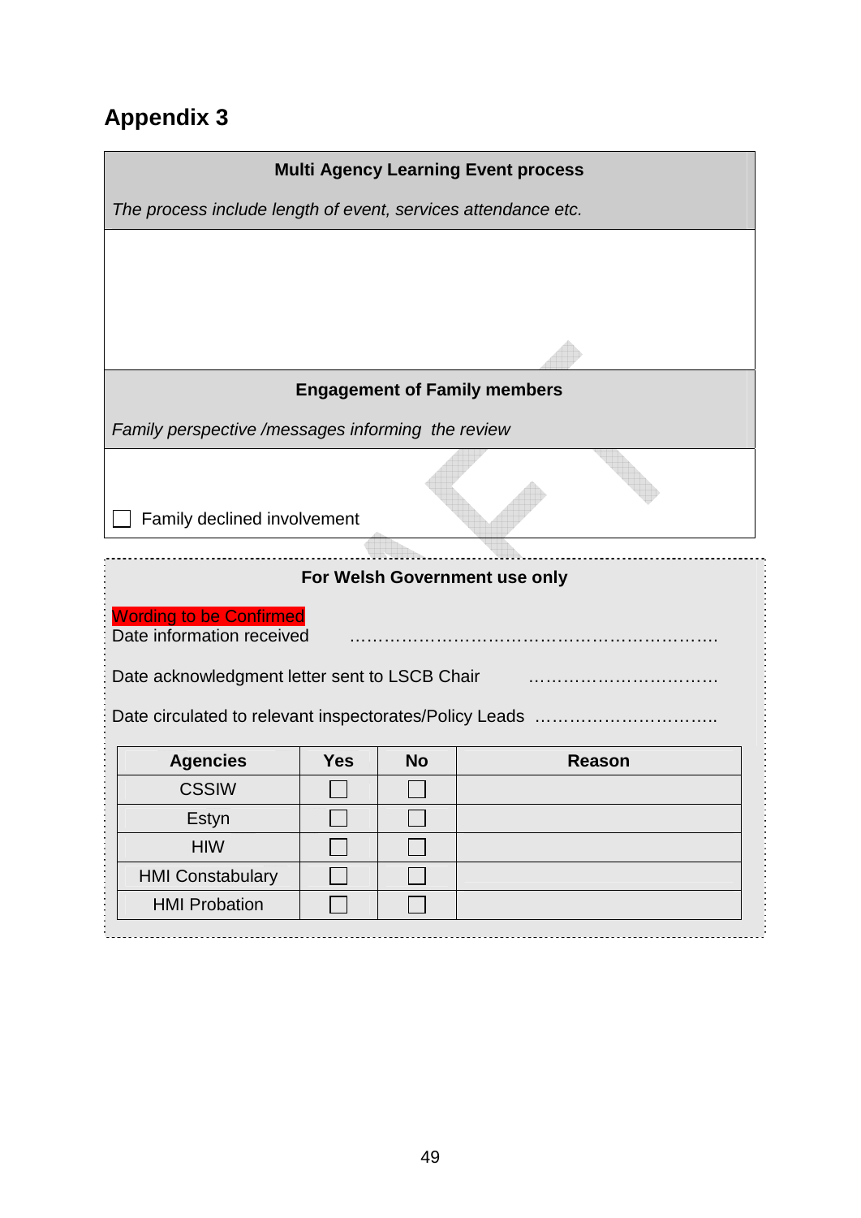# Appendix 3

| **Multi Agency Learning Event process** |
|---|
| *The process include length of event, services attendance etc.* |
| |

| **Engagement of Family members** |
|---|
| *Family perspective /messages informing  the review* |
| ☐ Family declined involvement |

**For Welsh Government use only**

Wording to be Confirmed

Date information received ……………………………………………………….

Date acknowledgment letter sent to LSCB Chair …………………………….

Date circulated to relevant inspectorates/Policy Leads …………………………..

| Agencies | Yes | No | Reason |
|---|---|---|---|
| CSSIW | ☐ | ☐ | |
| Estyn | ☐ | ☐ | |
| HIW | ☐ | ☐ | |
| HMI Constabulary | ☐ | ☐ | |
| HMI Probation | ☐ | ☐ | |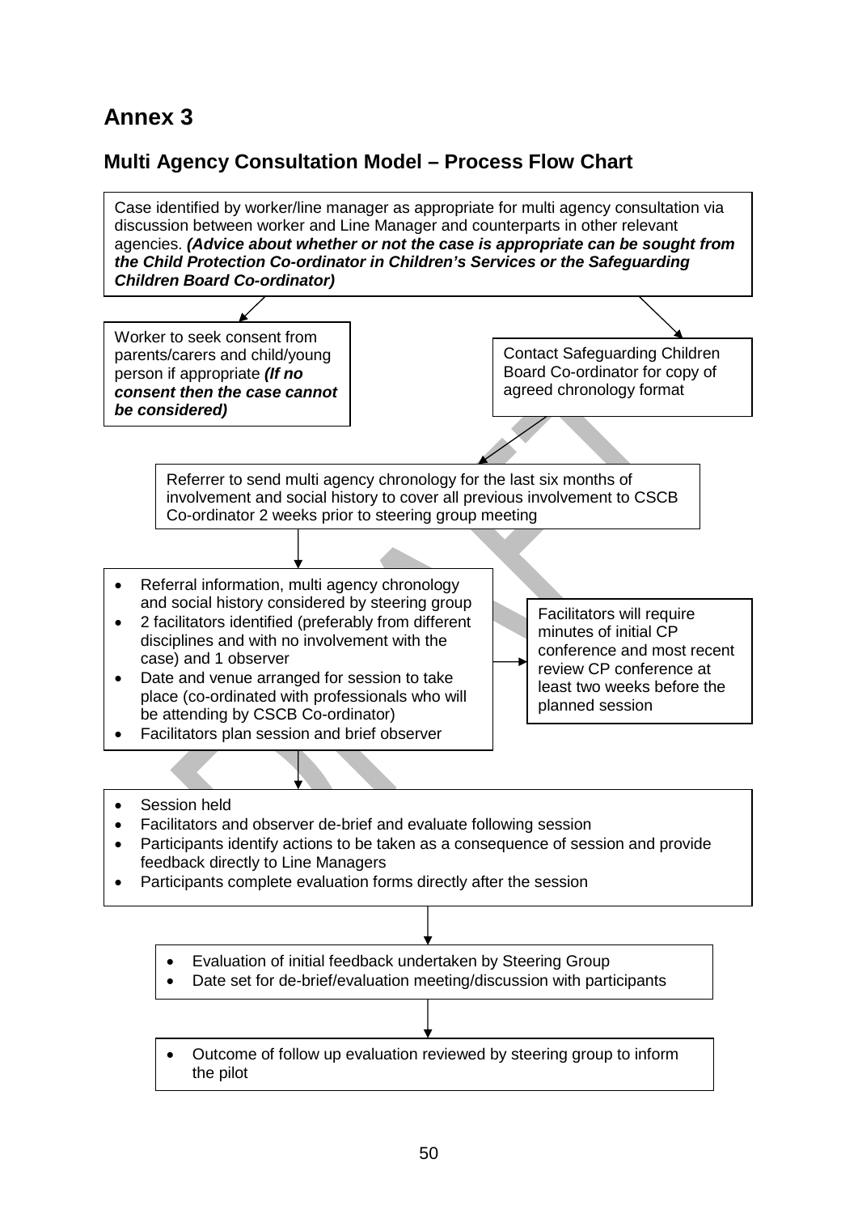# Annex 3

## Multi Agency Consultation Model – Process Flow Chart

Case identified by worker/line manager as appropriate for multi agency consultation via discussion between worker and Line Manager and counterparts in other relevant agencies. ***(Advice about whether or not the case is appropriate can be sought from the Child Protection Co-ordinator in Children's Services or the Safeguarding Children Board Co-ordinator)***

Worker to seek consent from parents/carers and child/young person if appropriate ***(If no consent then the case cannot be considered)***

Contact Safeguarding Children Board Co-ordinator for copy of agreed chronology format

Referrer to send multi agency chronology for the last six months of involvement and social history to cover all previous involvement to CSCB Co-ordinator 2 weeks prior to steering group meeting

- Referral information, multi agency chronology and social history considered by steering group
- 2 facilitators identified (preferably from different disciplines and with no involvement with the case) and 1 observer
- Date and venue arranged for session to take place (co-ordinated with professionals who will be attending by CSCB Co-ordinator)
- Facilitators plan session and brief observer

Facilitators will require minutes of initial CP conference and most recent review CP conference at least two weeks before the planned session

- Session held
- Facilitators and observer de-brief and evaluate following session
- Participants identify actions to be taken as a consequence of session and provide feedback directly to Line Managers
- Participants complete evaluation forms directly after the session

- Evaluation of initial feedback undertaken by Steering Group
- Date set for de-brief/evaluation meeting/discussion with participants

- Outcome of follow up evaluation reviewed by steering group to inform the pilot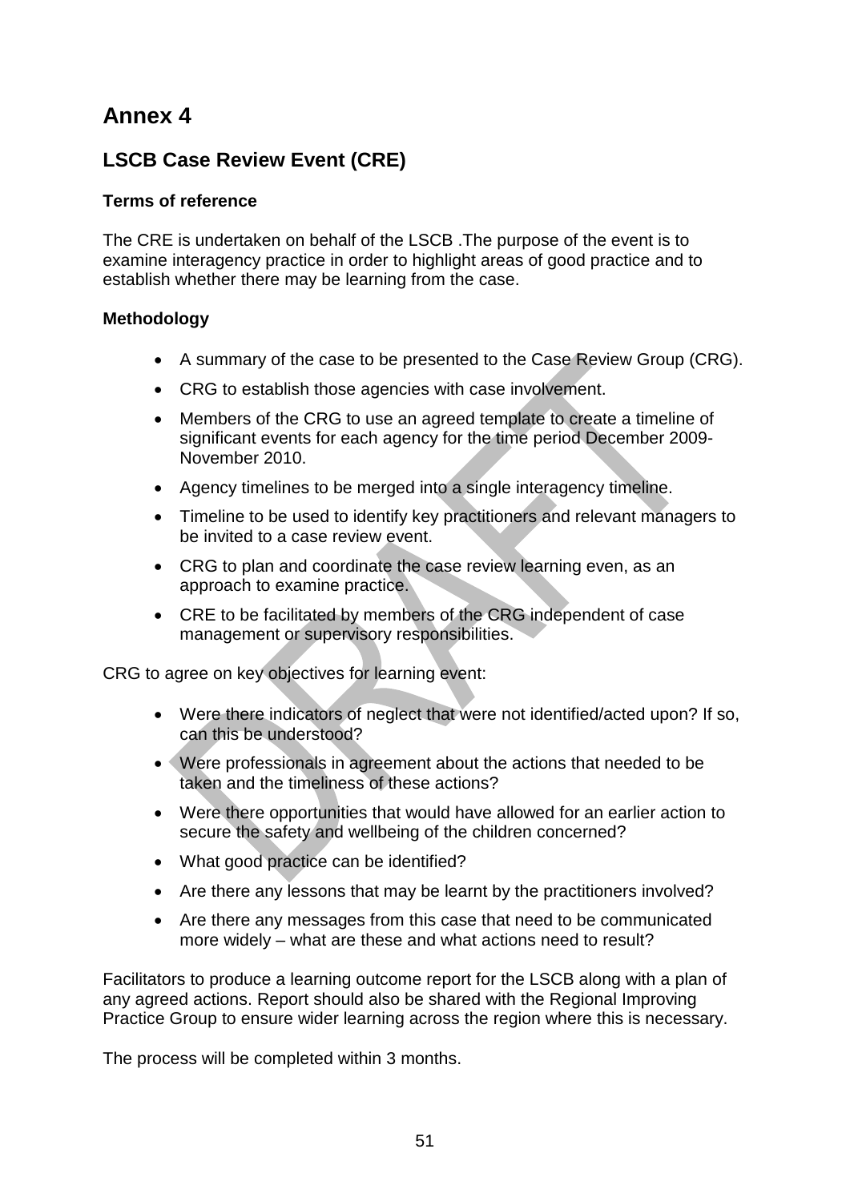# Annex 4

## LSCB Case Review Event (CRE)

### Terms of reference

The CRE is undertaken on behalf of the LSCB .The purpose of the event is to examine interagency practice in order to highlight areas of good practice and to establish whether there may be learning from the case.

### Methodology

- A summary of the case to be presented to the Case Review Group (CRG).
- CRG to establish those agencies with case involvement.
- Members of the CRG to use an agreed template to create a timeline of significant events for each agency for the time period December 2009-November 2010.
- Agency timelines to be merged into a single interagency timeline.
- Timeline to be used to identify key practitioners and relevant managers to be invited to a case review event.
- CRG to plan and coordinate the case review learning even, as an approach to examine practice.
- CRE to be facilitated by members of the CRG independent of case management or supervisory responsibilities.

CRG to agree on key objectives for learning event:

- Were there indicators of neglect that were not identified/acted upon? If so, can this be understood?
- Were professionals in agreement about the actions that needed to be taken and the timeliness of these actions?
- Were there opportunities that would have allowed for an earlier action to secure the safety and wellbeing of the children concerned?
- What good practice can be identified?
- Are there any lessons that may be learnt by the practitioners involved?
- Are there any messages from this case that need to be communicated more widely – what are these and what actions need to result?

Facilitators to produce a learning outcome report for the LSCB along with a plan of any agreed actions. Report should also be shared with the Regional Improving Practice Group to ensure wider learning across the region where this is necessary.

The process will be completed within 3 months.